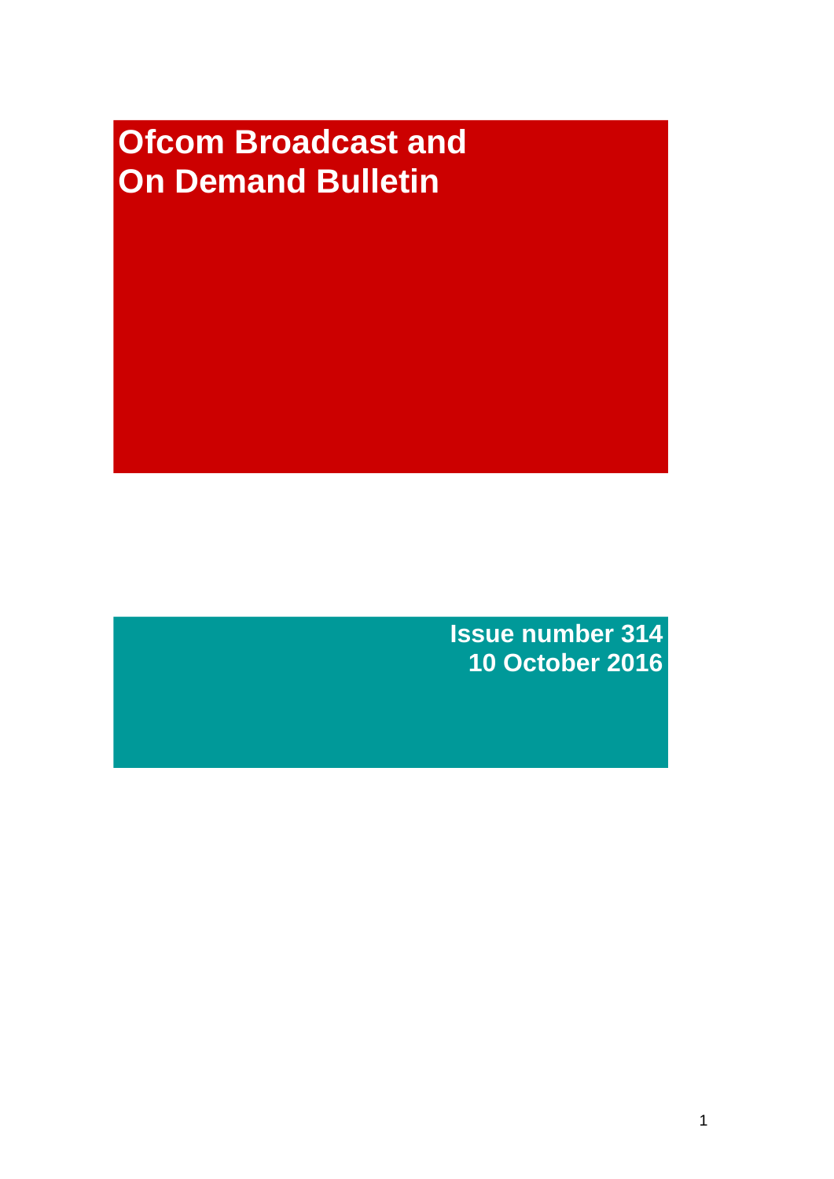# Ofcom Broadcast and On Demand Bulletin

**Issue number 314**
**10 October 2016**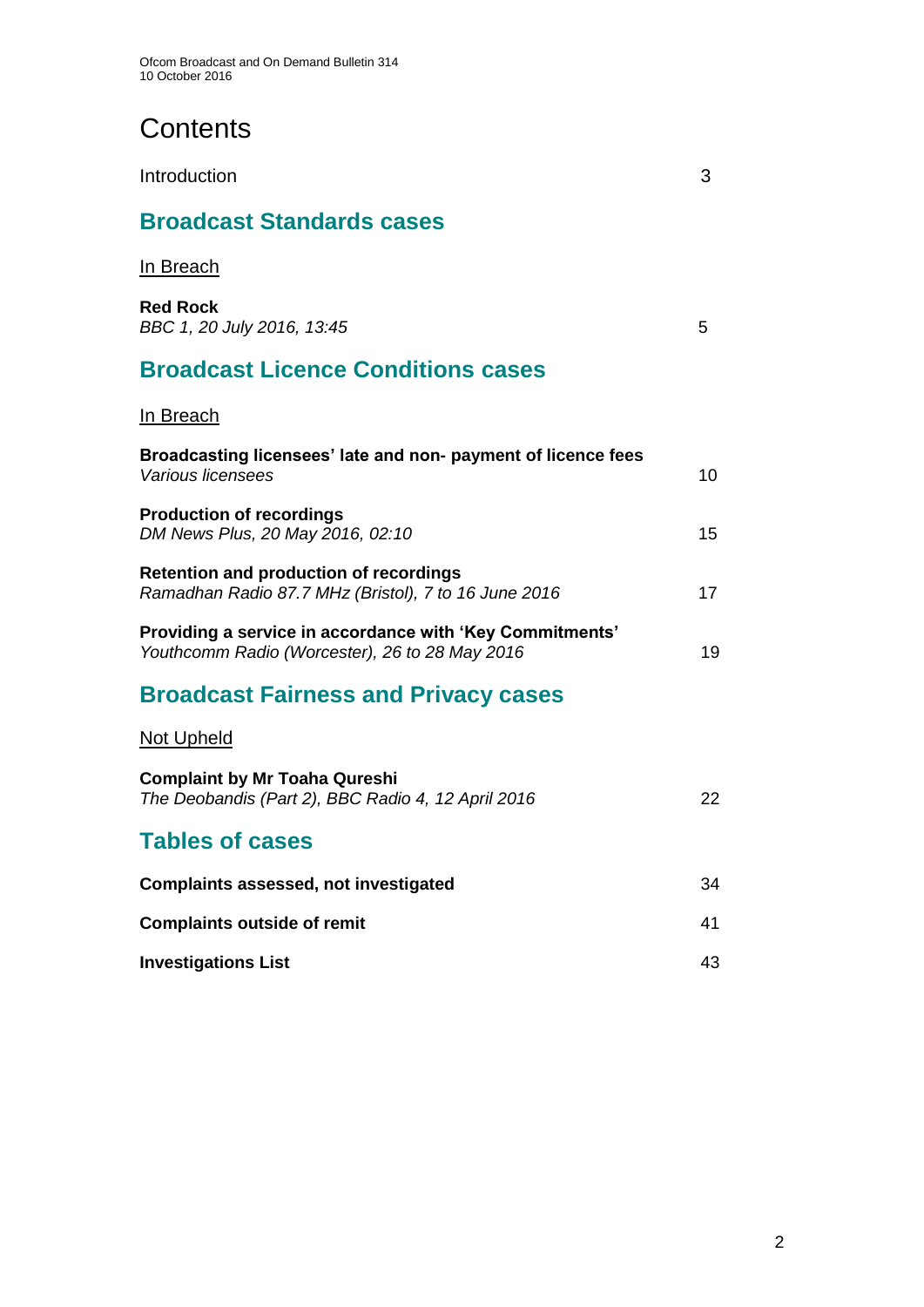# Contents

Introduction 3

## Broadcast Standards cases

In Breach

**Red Rock**
*BBC 1, 20 July 2016, 13:45* 5

## Broadcast Licence Conditions cases

In Breach

**Broadcasting licensees' late and non- payment of licence fees**
*Various licensees* 10

**Production of recordings**
*DM News Plus, 20 May 2016, 02:10* 15

**Retention and production of recordings**
*Ramadhan Radio 87.7 MHz (Bristol), 7 to 16 June 2016* 17

**Providing a service in accordance with 'Key Commitments'**
*Youthcomm Radio (Worcester), 26 to 28 May 2016* 19

## Broadcast Fairness and Privacy cases

Not Upheld

**Complaint by Mr Toaha Qureshi**
*The Deobandis (Part 2), BBC Radio 4, 12 April 2016* 22

## Tables of cases

**Complaints assessed, not investigated** 34

**Complaints outside of remit** 41

**Investigations List** 43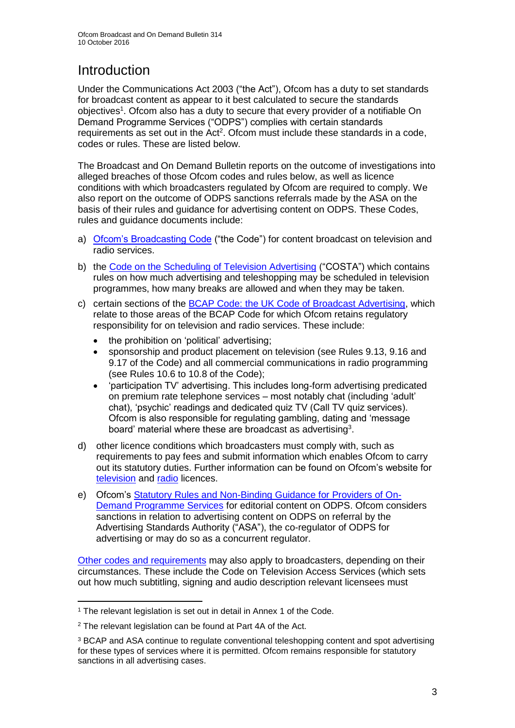# Introduction

Under the Communications Act 2003 ("the Act"), Ofcom has a duty to set standards for broadcast content as appear to it best calculated to secure the standards objectives[1]. Ofcom also has a duty to secure that every provider of a notifiable On Demand Programme Services ("ODPS") complies with certain standards requirements as set out in the Act[2]. Ofcom must include these standards in a code, codes or rules. These are listed below.

The Broadcast and On Demand Bulletin reports on the outcome of investigations into alleged breaches of those Ofcom codes and rules below, as well as licence conditions with which broadcasters regulated by Ofcom are required to comply. We also report on the outcome of ODPS sanctions referrals made by the ASA on the basis of their rules and guidance for advertising content on ODPS. These Codes, rules and guidance documents include:

a) Ofcom's Broadcasting Code ("the Code") for content broadcast on television and radio services.

b) the Code on the Scheduling of Television Advertising ("COSTA") which contains rules on how much advertising and teleshopping may be scheduled in television programmes, how many breaks are allowed and when they may be taken.

c) certain sections of the BCAP Code: the UK Code of Broadcast Advertising, which relate to those areas of the BCAP Code for which Ofcom retains regulatory responsibility for on television and radio services. These include:
   - the prohibition on 'political' advertising;
   - sponsorship and product placement on television (see Rules 9.13, 9.16 and 9.17 of the Code) and all commercial communications in radio programming (see Rules 10.6 to 10.8 of the Code);
   - 'participation TV' advertising. This includes long-form advertising predicated on premium rate telephone services – most notably chat (including 'adult' chat), 'psychic' readings and dedicated quiz TV (Call TV quiz services). Ofcom is also responsible for regulating gambling, dating and 'message board' material where these are broadcast as advertising[3].

d) other licence conditions which broadcasters must comply with, such as requirements to pay fees and submit information which enables Ofcom to carry out its statutory duties. Further information can be found on Ofcom's website for television and radio licences.

e) Ofcom's Statutory Rules and Non-Binding Guidance for Providers of On-Demand Programme Services for editorial content on ODPS. Ofcom considers sanctions in relation to advertising content on ODPS on referral by the Advertising Standards Authority ("ASA"), the co-regulator of ODPS for advertising or may do so as a concurrent regulator.

Other codes and requirements may also apply to broadcasters, depending on their circumstances. These include the Code on Television Access Services (which sets out how much subtitling, signing and audio description relevant licensees must

---

[1] The relevant legislation is set out in detail in Annex 1 of the Code.

[2] The relevant legislation can be found at Part 4A of the Act.

[3] BCAP and ASA continue to regulate conventional teleshopping content and spot advertising for these types of services where it is permitted. Ofcom remains responsible for statutory sanctions in all advertising cases.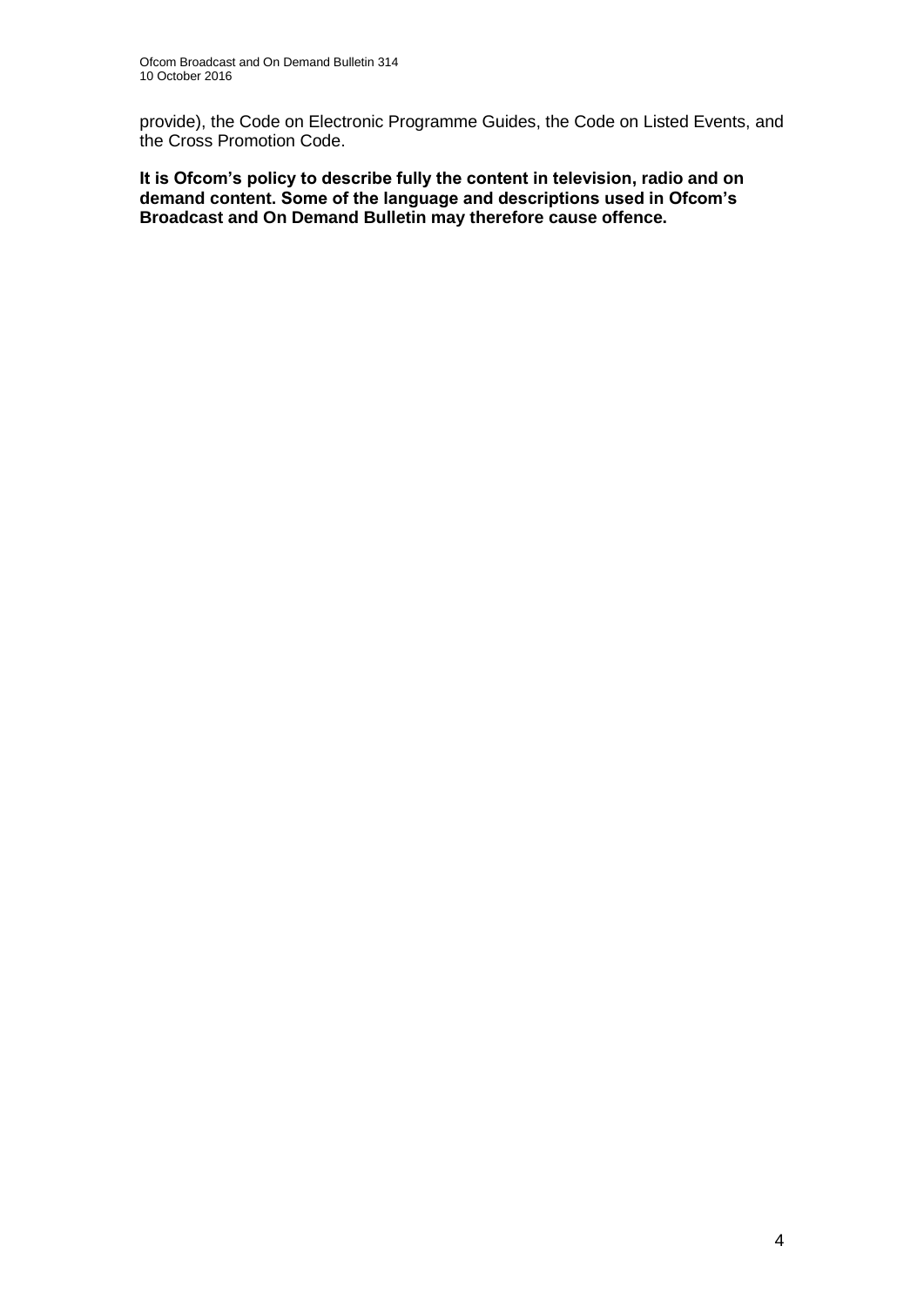provide), the Code on Electronic Programme Guides, the Code on Listed Events, and the Cross Promotion Code.

**It is Ofcom's policy to describe fully the content in television, radio and on demand content. Some of the language and descriptions used in Ofcom's Broadcast and On Demand Bulletin may therefore cause offence.**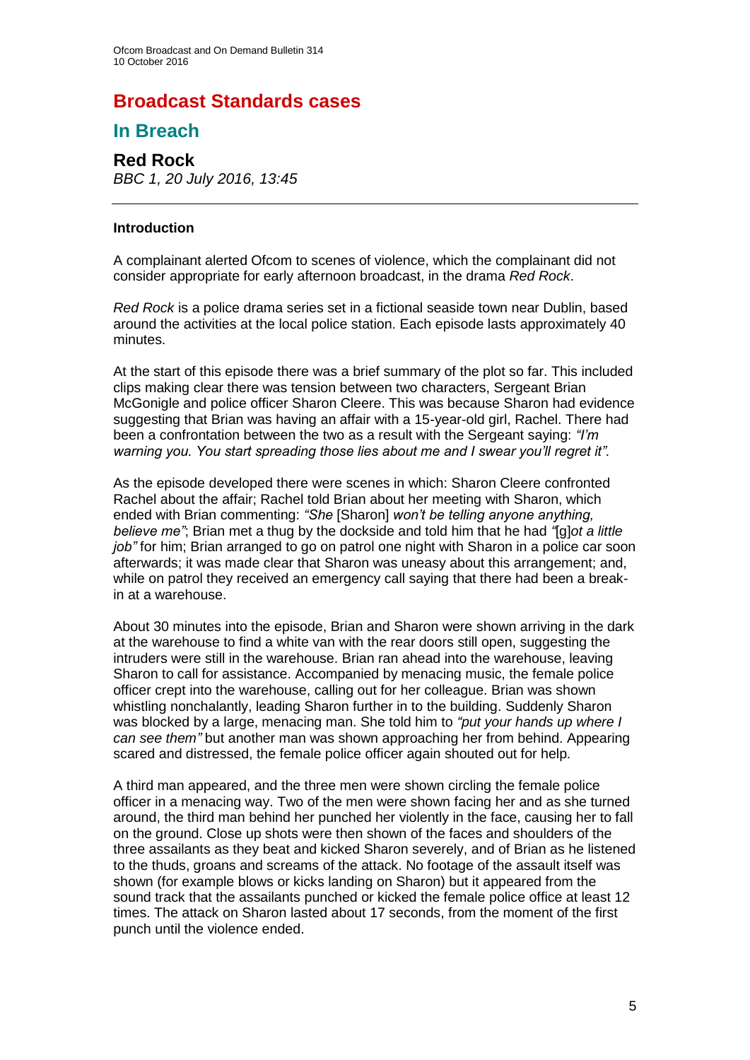# Broadcast Standards cases

## In Breach

### Red Rock

*BBC 1, 20 July 2016, 13:45*

---

#### Introduction

A complainant alerted Ofcom to scenes of violence, which the complainant did not consider appropriate for early afternoon broadcast, in the drama *Red Rock*.

*Red Rock* is a police drama series set in a fictional seaside town near Dublin, based around the activities at the local police station. Each episode lasts approximately 40 minutes.

At the start of this episode there was a brief summary of the plot so far. This included clips making clear there was tension between two characters, Sergeant Brian McGonigle and police officer Sharon Cleere. This was because Sharon had evidence suggesting that Brian was having an affair with a 15-year-old girl, Rachel. There had been a confrontation between the two as a result with the Sergeant saying: *"I'm warning you. You start spreading those lies about me and I swear you'll regret it"*.

As the episode developed there were scenes in which: Sharon Cleere confronted Rachel about the affair; Rachel told Brian about her meeting with Sharon, which ended with Brian commenting: *"She* [Sharon] *won't be telling anyone anything, believe me"*; Brian met a thug by the dockside and told him that he had *"*[g]*ot a little job"* for him; Brian arranged to go on patrol one night with Sharon in a police car soon afterwards; it was made clear that Sharon was uneasy about this arrangement; and, while on patrol they received an emergency call saying that there had been a break-in at a warehouse.

About 30 minutes into the episode, Brian and Sharon were shown arriving in the dark at the warehouse to find a white van with the rear doors still open, suggesting the intruders were still in the warehouse. Brian ran ahead into the warehouse, leaving Sharon to call for assistance. Accompanied by menacing music, the female police officer crept into the warehouse, calling out for her colleague. Brian was shown whistling nonchalantly, leading Sharon further in to the building. Suddenly Sharon was blocked by a large, menacing man. She told him to *"put your hands up where I can see them"* but another man was shown approaching her from behind. Appearing scared and distressed, the female police officer again shouted out for help.

A third man appeared, and the three men were shown circling the female police officer in a menacing way. Two of the men were shown facing her and as she turned around, the third man behind her punched her violently in the face, causing her to fall on the ground. Close up shots were then shown of the faces and shoulders of the three assailants as they beat and kicked Sharon severely, and of Brian as he listened to the thuds, groans and screams of the attack. No footage of the assault itself was shown (for example blows or kicks landing on Sharon) but it appeared from the sound track that the assailants punched or kicked the female police office at least 12 times. The attack on Sharon lasted about 17 seconds, from the moment of the first punch until the violence ended.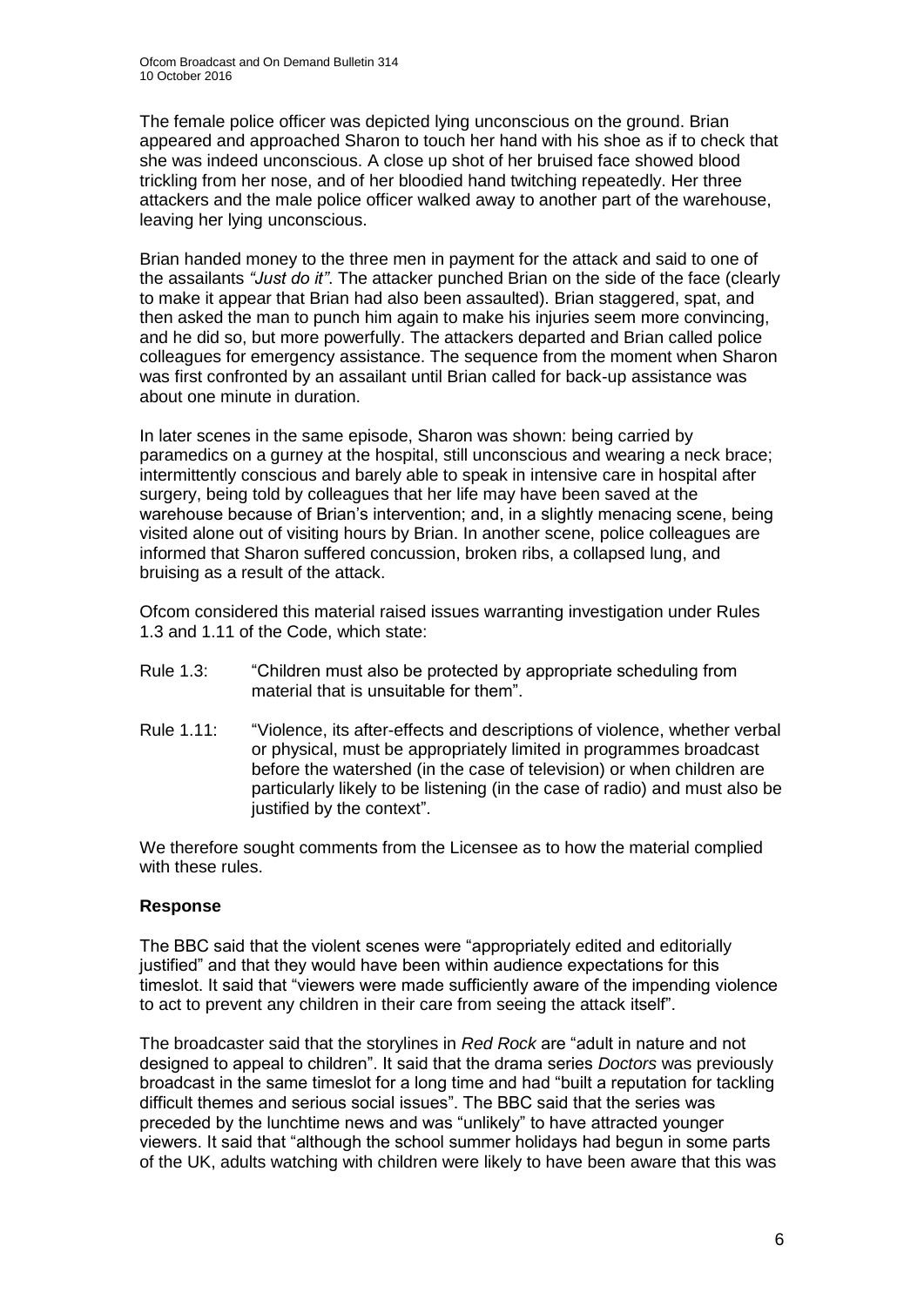The female police officer was depicted lying unconscious on the ground. Brian appeared and approached Sharon to touch her hand with his shoe as if to check that she was indeed unconscious. A close up shot of her bruised face showed blood trickling from her nose, and of her bloodied hand twitching repeatedly. Her three attackers and the male police officer walked away to another part of the warehouse, leaving her lying unconscious.

Brian handed money to the three men in payment for the attack and said to one of the assailants *"Just do it"*. The attacker punched Brian on the side of the face (clearly to make it appear that Brian had also been assaulted). Brian staggered, spat, and then asked the man to punch him again to make his injuries seem more convincing, and he did so, but more powerfully. The attackers departed and Brian called police colleagues for emergency assistance. The sequence from the moment when Sharon was first confronted by an assailant until Brian called for back-up assistance was about one minute in duration.

In later scenes in the same episode, Sharon was shown: being carried by paramedics on a gurney at the hospital, still unconscious and wearing a neck brace; intermittently conscious and barely able to speak in intensive care in hospital after surgery, being told by colleagues that her life may have been saved at the warehouse because of Brian's intervention; and, in a slightly menacing scene, being visited alone out of visiting hours by Brian. In another scene, police colleagues are informed that Sharon suffered concussion, broken ribs, a collapsed lung, and bruising as a result of the attack.

Ofcom considered this material raised issues warranting investigation under Rules 1.3 and 1.11 of the Code, which state:

Rule 1.3: "Children must also be protected by appropriate scheduling from material that is unsuitable for them".

Rule 1.11: "Violence, its after-effects and descriptions of violence, whether verbal or physical, must be appropriately limited in programmes broadcast before the watershed (in the case of television) or when children are particularly likely to be listening (in the case of radio) and must also be justified by the context".

We therefore sought comments from the Licensee as to how the material complied with these rules.

**Response**

The BBC said that the violent scenes were "appropriately edited and editorially justified" and that they would have been within audience expectations for this timeslot. It said that "viewers were made sufficiently aware of the impending violence to act to prevent any children in their care from seeing the attack itself".

The broadcaster said that the storylines in *Red Rock* are "adult in nature and not designed to appeal to children". It said that the drama series *Doctors* was previously broadcast in the same timeslot for a long time and had "built a reputation for tackling difficult themes and serious social issues". The BBC said that the series was preceded by the lunchtime news and was "unlikely" to have attracted younger viewers. It said that "although the school summer holidays had begun in some parts of the UK, adults watching with children were likely to have been aware that this was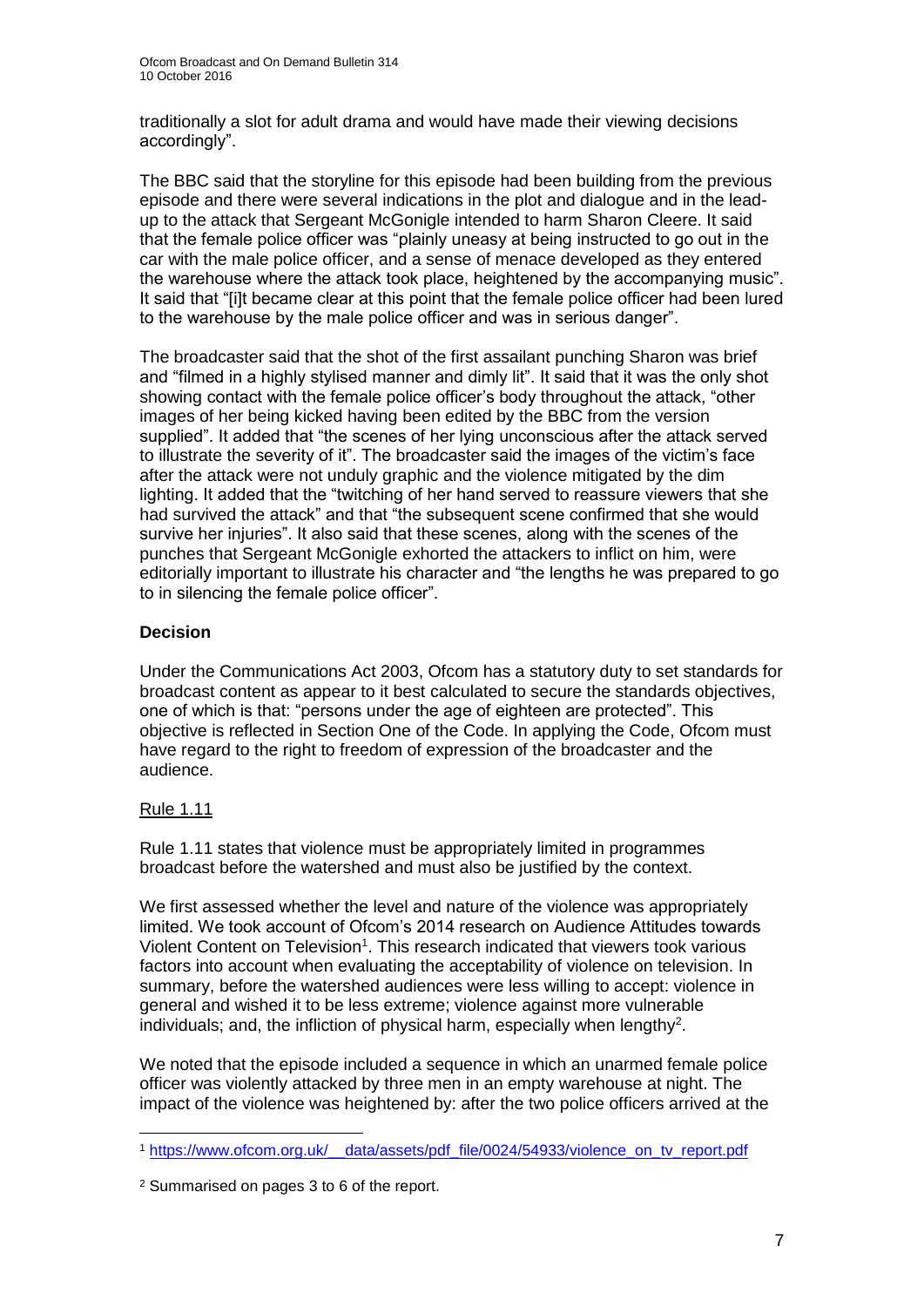traditionally a slot for adult drama and would have made their viewing decisions accordingly".

The BBC said that the storyline for this episode had been building from the previous episode and there were several indications in the plot and dialogue and in the lead-up to the attack that Sergeant McGonigle intended to harm Sharon Cleere. It said that the female police officer was "plainly uneasy at being instructed to go out in the car with the male police officer, and a sense of menace developed as they entered the warehouse where the attack took place, heightened by the accompanying music". It said that "[i]t became clear at this point that the female police officer had been lured to the warehouse by the male police officer and was in serious danger".

The broadcaster said that the shot of the first assailant punching Sharon was brief and "filmed in a highly stylised manner and dimly lit". It said that it was the only shot showing contact with the female police officer's body throughout the attack, "other images of her being kicked having been edited by the BBC from the version supplied". It added that "the scenes of her lying unconscious after the attack served to illustrate the severity of it". The broadcaster said the images of the victim's face after the attack were not unduly graphic and the violence mitigated by the dim lighting. It added that the "twitching of her hand served to reassure viewers that she had survived the attack" and that "the subsequent scene confirmed that she would survive her injuries". It also said that these scenes, along with the scenes of the punches that Sergeant McGonigle exhorted the attackers to inflict on him, were editorially important to illustrate his character and "the lengths he was prepared to go to in silencing the female police officer".

**Decision**

Under the Communications Act 2003, Ofcom has a statutory duty to set standards for broadcast content as appear to it best calculated to secure the standards objectives, one of which is that: "persons under the age of eighteen are protected". This objective is reflected in Section One of the Code. In applying the Code, Ofcom must have regard to the right to freedom of expression of the broadcaster and the audience.

Rule 1.11

Rule 1.11 states that violence must be appropriately limited in programmes broadcast before the watershed and must also be justified by the context.

We first assessed whether the level and nature of the violence was appropriately limited. We took account of Ofcom's 2014 research on Audience Attitudes towards Violent Content on Television[1]. This research indicated that viewers took various factors into account when evaluating the acceptability of violence on television. In summary, before the watershed audiences were less willing to accept: violence in general and wished it to be less extreme; violence against more vulnerable individuals; and, the infliction of physical harm, especially when lengthy[2].

We noted that the episode included a sequence in which an unarmed female police officer was violently attacked by three men in an empty warehouse at night. The impact of the violence was heightened by: after the two police officers arrived at the

---

[1] https://www.ofcom.org.uk/__data/assets/pdf_file/0024/54933/violence_on_tv_report.pdf

[2] Summarised on pages 3 to 6 of the report.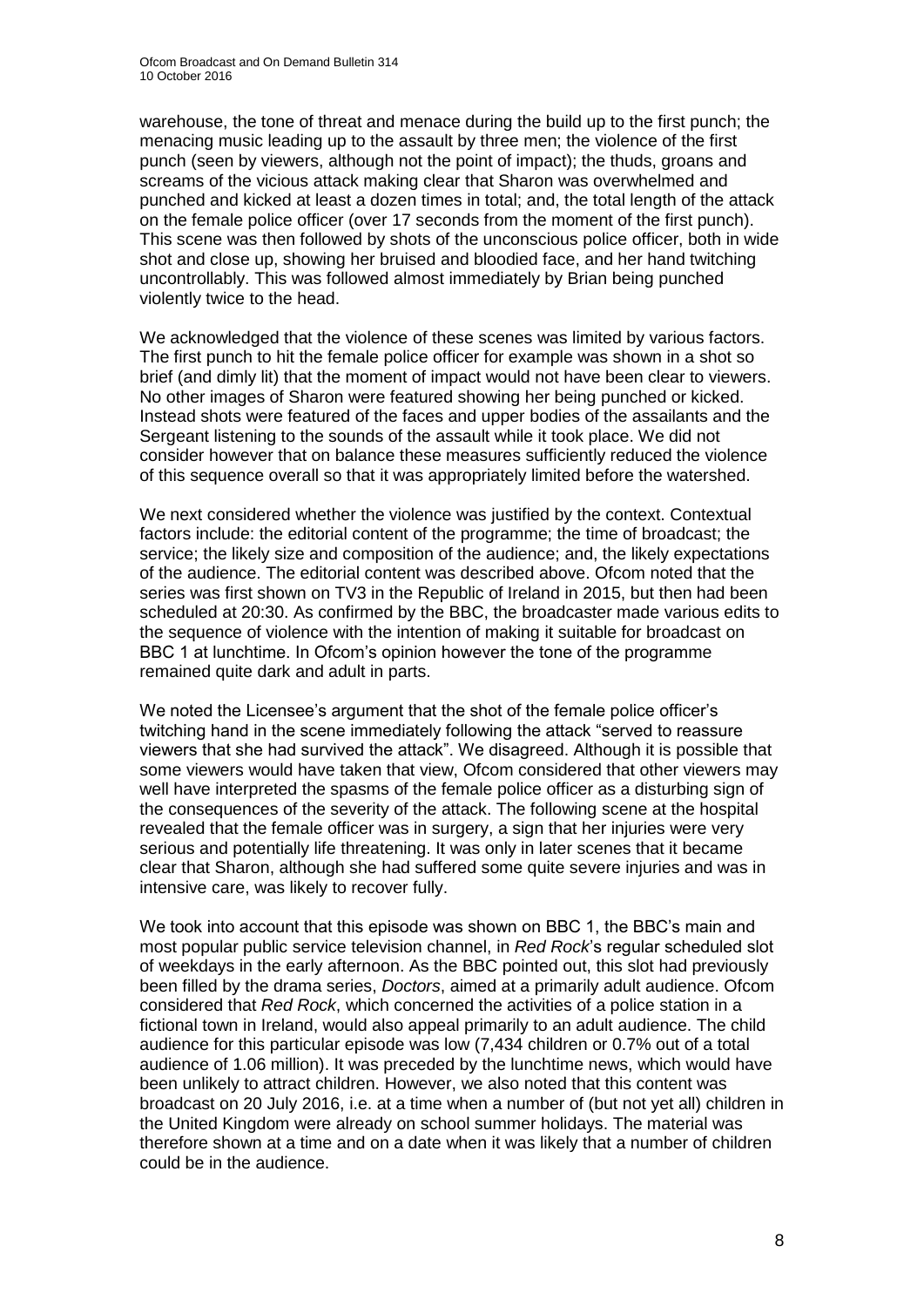warehouse, the tone of threat and menace during the build up to the first punch; the menacing music leading up to the assault by three men; the violence of the first punch (seen by viewers, although not the point of impact); the thuds, groans and screams of the vicious attack making clear that Sharon was overwhelmed and punched and kicked at least a dozen times in total; and, the total length of the attack on the female police officer (over 17 seconds from the moment of the first punch). This scene was then followed by shots of the unconscious police officer, both in wide shot and close up, showing her bruised and bloodied face, and her hand twitching uncontrollably. This was followed almost immediately by Brian being punched violently twice to the head.

We acknowledged that the violence of these scenes was limited by various factors. The first punch to hit the female police officer for example was shown in a shot so brief (and dimly lit) that the moment of impact would not have been clear to viewers. No other images of Sharon were featured showing her being punched or kicked. Instead shots were featured of the faces and upper bodies of the assailants and the Sergeant listening to the sounds of the assault while it took place. We did not consider however that on balance these measures sufficiently reduced the violence of this sequence overall so that it was appropriately limited before the watershed.

We next considered whether the violence was justified by the context. Contextual factors include: the editorial content of the programme; the time of broadcast; the service; the likely size and composition of the audience; and, the likely expectations of the audience. The editorial content was described above. Ofcom noted that the series was first shown on TV3 in the Republic of Ireland in 2015, but then had been scheduled at 20:30. As confirmed by the BBC, the broadcaster made various edits to the sequence of violence with the intention of making it suitable for broadcast on BBC 1 at lunchtime. In Ofcom's opinion however the tone of the programme remained quite dark and adult in parts.

We noted the Licensee's argument that the shot of the female police officer's twitching hand in the scene immediately following the attack "served to reassure viewers that she had survived the attack". We disagreed. Although it is possible that some viewers would have taken that view, Ofcom considered that other viewers may well have interpreted the spasms of the female police officer as a disturbing sign of the consequences of the severity of the attack. The following scene at the hospital revealed that the female officer was in surgery, a sign that her injuries were very serious and potentially life threatening. It was only in later scenes that it became clear that Sharon, although she had suffered some quite severe injuries and was in intensive care, was likely to recover fully.

We took into account that this episode was shown on BBC 1, the BBC's main and most popular public service television channel, in *Red Rock*'s regular scheduled slot of weekdays in the early afternoon. As the BBC pointed out, this slot had previously been filled by the drama series, *Doctors*, aimed at a primarily adult audience. Ofcom considered that *Red Rock*, which concerned the activities of a police station in a fictional town in Ireland, would also appeal primarily to an adult audience. The child audience for this particular episode was low (7,434 children or 0.7% out of a total audience of 1.06 million). It was preceded by the lunchtime news, which would have been unlikely to attract children. However, we also noted that this content was broadcast on 20 July 2016, i.e. at a time when a number of (but not yet all) children in the United Kingdom were already on school summer holidays. The material was therefore shown at a time and on a date when it was likely that a number of children could be in the audience.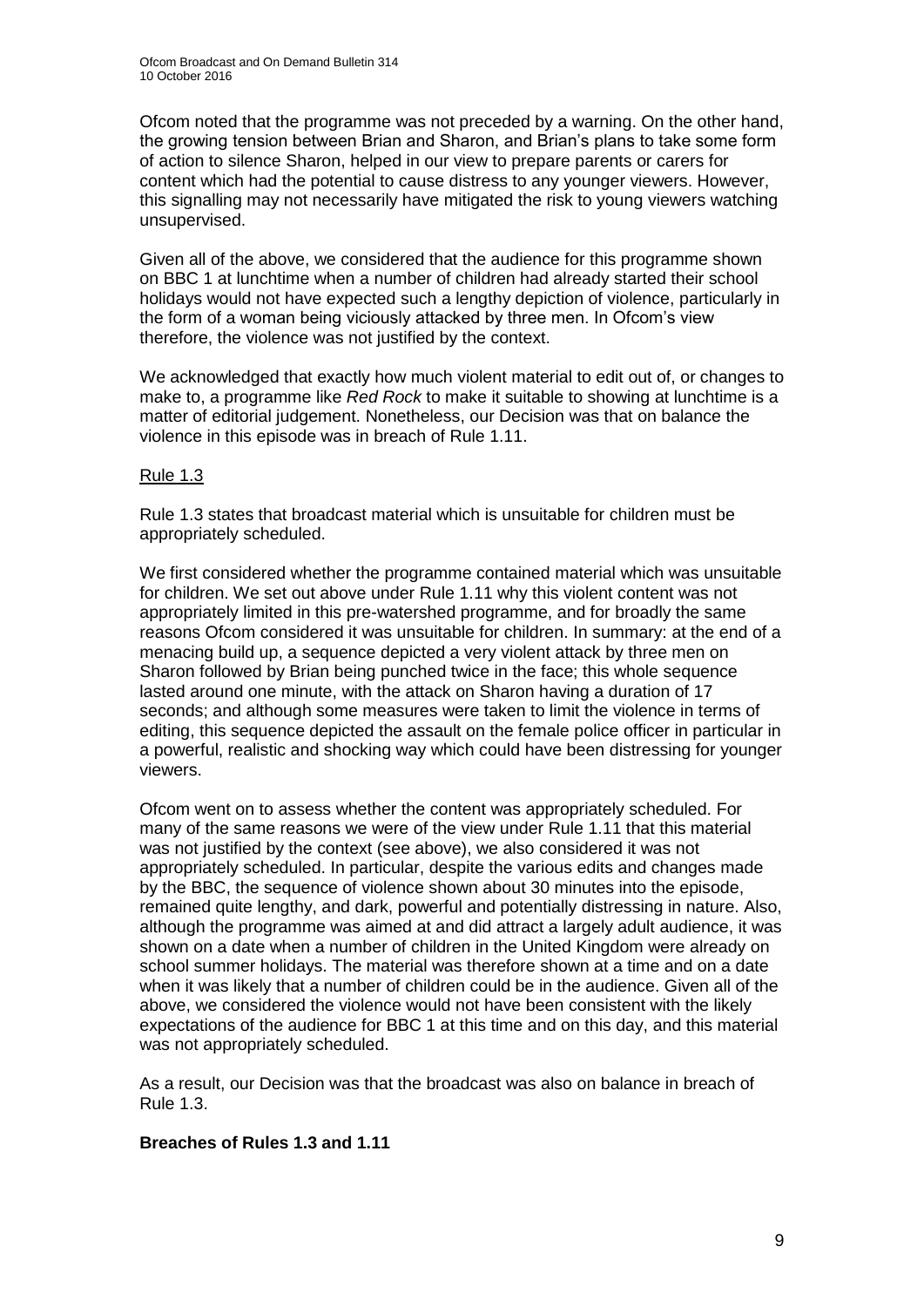Ofcom noted that the programme was not preceded by a warning. On the other hand, the growing tension between Brian and Sharon, and Brian's plans to take some form of action to silence Sharon, helped in our view to prepare parents or carers for content which had the potential to cause distress to any younger viewers. However, this signalling may not necessarily have mitigated the risk to young viewers watching unsupervised.

Given all of the above, we considered that the audience for this programme shown on BBC 1 at lunchtime when a number of children had already started their school holidays would not have expected such a lengthy depiction of violence, particularly in the form of a woman being viciously attacked by three men. In Ofcom's view therefore, the violence was not justified by the context.

We acknowledged that exactly how much violent material to edit out of, or changes to make to, a programme like *Red Rock* to make it suitable to showing at lunchtime is a matter of editorial judgement. Nonetheless, our Decision was that on balance the violence in this episode was in breach of Rule 1.11.

Rule 1.3

Rule 1.3 states that broadcast material which is unsuitable for children must be appropriately scheduled.

We first considered whether the programme contained material which was unsuitable for children. We set out above under Rule 1.11 why this violent content was not appropriately limited in this pre-watershed programme, and for broadly the same reasons Ofcom considered it was unsuitable for children. In summary: at the end of a menacing build up, a sequence depicted a very violent attack by three men on Sharon followed by Brian being punched twice in the face; this whole sequence lasted around one minute, with the attack on Sharon having a duration of 17 seconds; and although some measures were taken to limit the violence in terms of editing, this sequence depicted the assault on the female police officer in particular in a powerful, realistic and shocking way which could have been distressing for younger viewers.

Ofcom went on to assess whether the content was appropriately scheduled. For many of the same reasons we were of the view under Rule 1.11 that this material was not justified by the context (see above), we also considered it was not appropriately scheduled. In particular, despite the various edits and changes made by the BBC, the sequence of violence shown about 30 minutes into the episode, remained quite lengthy, and dark, powerful and potentially distressing in nature. Also, although the programme was aimed at and did attract a largely adult audience, it was shown on a date when a number of children in the United Kingdom were already on school summer holidays. The material was therefore shown at a time and on a date when it was likely that a number of children could be in the audience. Given all of the above, we considered the violence would not have been consistent with the likely expectations of the audience for BBC 1 at this time and on this day, and this material was not appropriately scheduled.

As a result, our Decision was that the broadcast was also on balance in breach of Rule 1.3.

**Breaches of Rules 1.3 and 1.11**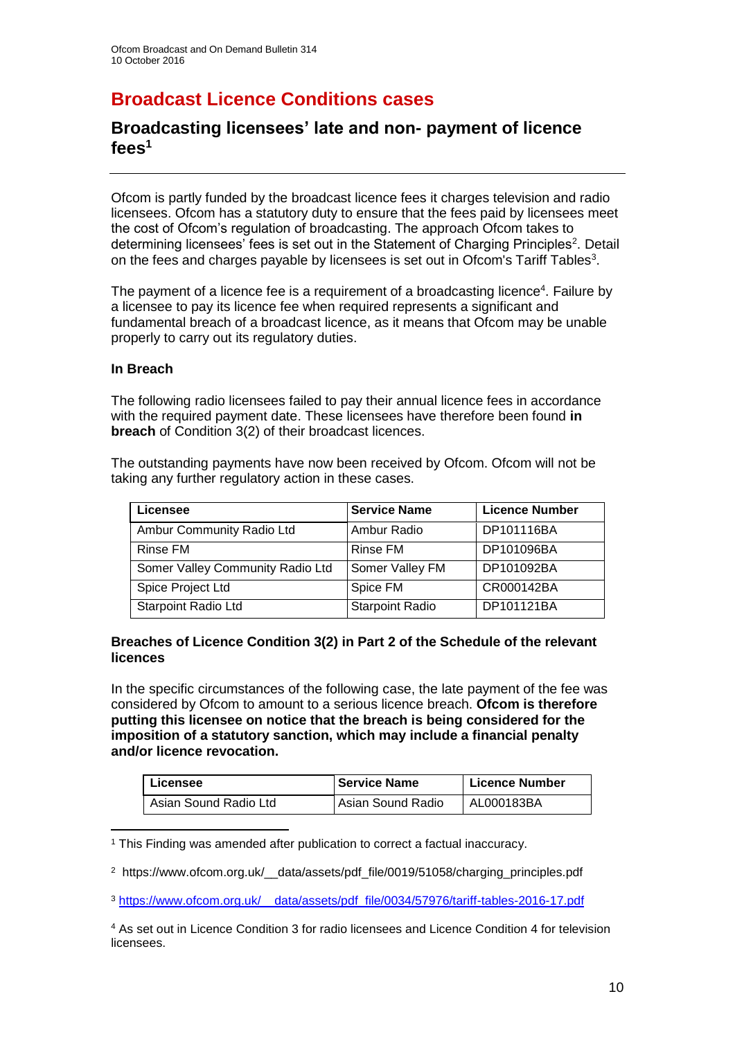# Broadcast Licence Conditions cases

## Broadcasting licensees' late and non- payment of licence fees[1]

Ofcom is partly funded by the broadcast licence fees it charges television and radio licensees. Ofcom has a statutory duty to ensure that the fees paid by licensees meet the cost of Ofcom's regulation of broadcasting. The approach Ofcom takes to determining licensees' fees is set out in the Statement of Charging Principles[2]. Detail on the fees and charges payable by licensees is set out in Ofcom's Tariff Tables[3].

The payment of a licence fee is a requirement of a broadcasting licence[4]. Failure by a licensee to pay its licence fee when required represents a significant and fundamental breach of a broadcast licence, as it means that Ofcom may be unable properly to carry out its regulatory duties.

**In Breach**

The following radio licensees failed to pay their annual licence fees in accordance with the required payment date. These licensees have therefore been found **in breach** of Condition 3(2) of their broadcast licences.

The outstanding payments have now been received by Ofcom. Ofcom will not be taking any further regulatory action in these cases.

| Licensee | Service Name | Licence Number |
| --- | --- | --- |
| Ambur Community Radio Ltd | Ambur Radio | DP101116BA |
| Rinse FM | Rinse FM | DP101096BA |
| Somer Valley Community Radio Ltd | Somer Valley FM | DP101092BA |
| Spice Project Ltd | Spice FM | CR000142BA |
| Starpoint Radio Ltd | Starpoint Radio | DP101121BA |

**Breaches of Licence Condition 3(2) in Part 2 of the Schedule of the relevant licences**

In the specific circumstances of the following case, the late payment of the fee was considered by Ofcom to amount to a serious licence breach. **Ofcom is therefore putting this licensee on notice that the breach is being considered for the imposition of a statutory sanction, which may include a financial penalty and/or licence revocation.**

| Licensee | Service Name | Licence Number |
| --- | --- | --- |
| Asian Sound Radio Ltd | Asian Sound Radio | AL000183BA |

[1] This Finding was amended after publication to correct a factual inaccuracy.

[2] https://www.ofcom.org.uk/__data/assets/pdf_file/0019/51058/charging_principles.pdf

[3] https://www.ofcom.org.uk/__data/assets/pdf_file/0034/57976/tariff-tables-2016-17.pdf

[4] As set out in Licence Condition 3 for radio licensees and Licence Condition 4 for television licensees.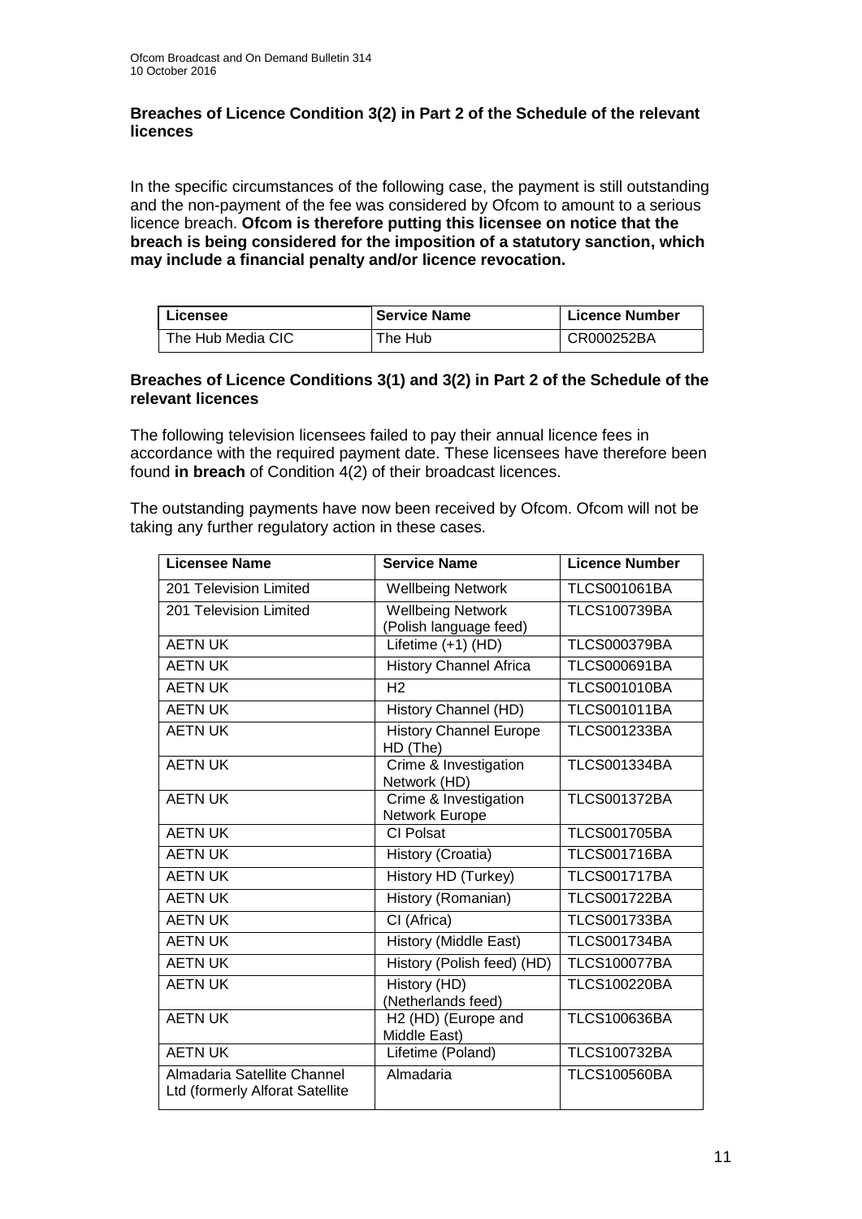### Breaches of Licence Condition 3(2) in Part 2 of the Schedule of the relevant licences

In the specific circumstances of the following case, the payment is still outstanding and the non-payment of the fee was considered by Ofcom to amount to a serious licence breach. **Ofcom is therefore putting this licensee on notice that the breach is being considered for the imposition of a statutory sanction, which may include a financial penalty and/or licence revocation.**

| Licensee | Service Name | Licence Number |
|---|---|---|
| The Hub Media CIC | The Hub | CR000252BA |

### Breaches of Licence Conditions 3(1) and 3(2) in Part 2 of the Schedule of the relevant licences

The following television licensees failed to pay their annual licence fees in accordance with the required payment date. These licensees have therefore been found **in breach** of Condition 4(2) of their broadcast licences.

The outstanding payments have now been received by Ofcom. Ofcom will not be taking any further regulatory action in these cases.

| Licensee Name | Service Name | Licence Number |
|---|---|---|
| 201 Television Limited | Wellbeing Network | TLCS001061BA |
| 201 Television Limited | Wellbeing Network (Polish language feed) | TLCS100739BA |
| AETN UK | Lifetime (+1) (HD) | TLCS000379BA |
| AETN UK | History Channel Africa | TLCS000691BA |
| AETN UK | H2 | TLCS001010BA |
| AETN UK | History Channel (HD) | TLCS001011BA |
| AETN UK | History Channel Europe HD (The) | TLCS001233BA |
| AETN UK | Crime & Investigation Network (HD) | TLCS001334BA |
| AETN UK | Crime & Investigation Network Europe | TLCS001372BA |
| AETN UK | CI Polsat | TLCS001705BA |
| AETN UK | History (Croatia) | TLCS001716BA |
| AETN UK | History HD (Turkey) | TLCS001717BA |
| AETN UK | History (Romanian) | TLCS001722BA |
| AETN UK | CI (Africa) | TLCS001733BA |
| AETN UK | History (Middle East) | TLCS001734BA |
| AETN UK | History (Polish feed) (HD) | TLCS100077BA |
| AETN UK | History (HD) (Netherlands feed) | TLCS100220BA |
| AETN UK | H2 (HD) (Europe and Middle East) | TLCS100636BA |
| AETN UK | Lifetime (Poland) | TLCS100732BA |
| Almadaria Satellite Channel Ltd (formerly Alforat Satellite | Almadaria | TLCS100560BA |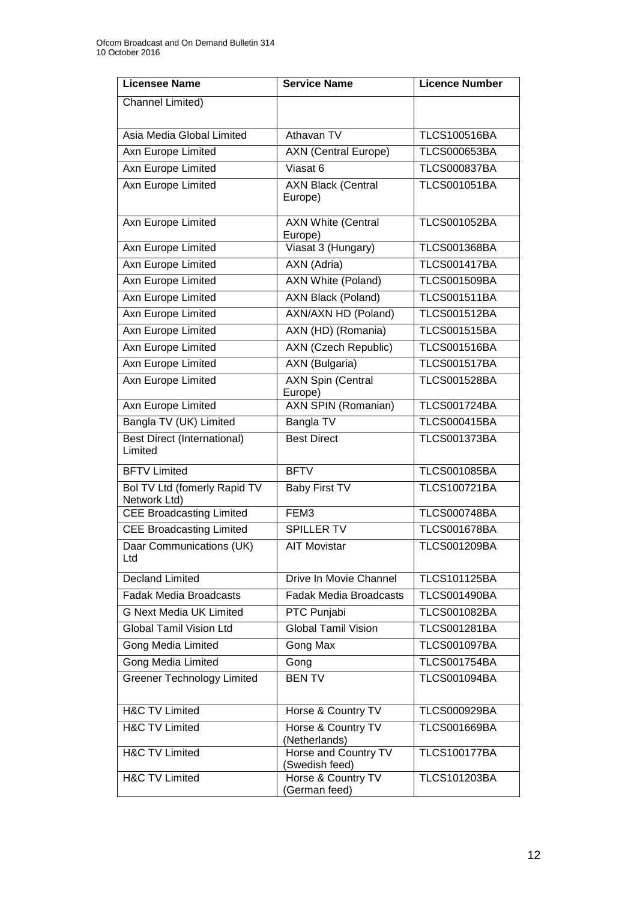| Licensee Name | Service Name | Licence Number |
|---|---|---|
| Channel Limited) | | |
| Asia Media Global Limited | Athavan TV | TLCS100516BA |
| Axn Europe Limited | AXN (Central Europe) | TLCS000653BA |
| Axn Europe Limited | Viasat 6 | TLCS000837BA |
| Axn Europe Limited | AXN Black (Central Europe) | TLCS001051BA |
| Axn Europe Limited | AXN White (Central Europe) | TLCS001052BA |
| Axn Europe Limited | Viasat 3 (Hungary) | TLCS001368BA |
| Axn Europe Limited | AXN (Adria) | TLCS001417BA |
| Axn Europe Limited | AXN White (Poland) | TLCS001509BA |
| Axn Europe Limited | AXN Black (Poland) | TLCS001511BA |
| Axn Europe Limited | AXN/AXN HD (Poland) | TLCS001512BA |
| Axn Europe Limited | AXN (HD) (Romania) | TLCS001515BA |
| Axn Europe Limited | AXN (Czech Republic) | TLCS001516BA |
| Axn Europe Limited | AXN (Bulgaria) | TLCS001517BA |
| Axn Europe Limited | AXN Spin (Central Europe) | TLCS001528BA |
| Axn Europe Limited | AXN SPIN (Romanian) | TLCS001724BA |
| Bangla TV (UK) Limited | Bangla TV | TLCS000415BA |
| Best Direct (International) Limited | Best Direct | TLCS001373BA |
| BFTV Limited | BFTV | TLCS001085BA |
| Bol TV Ltd (fomerly Rapid TV Network Ltd) | Baby First TV | TLCS100721BA |
| CEE Broadcasting Limited | FEM3 | TLCS000748BA |
| CEE Broadcasting Limited | SPILLER TV | TLCS001678BA |
| Daar Communications (UK) Ltd | AIT Movistar | TLCS001209BA |
| Decland Limited | Drive In Movie Channel | TLCS101125BA |
| Fadak Media Broadcasts | Fadak Media Broadcasts | TLCS001490BA |
| G Next Media UK Limited | PTC Punjabi | TLCS001082BA |
| Global Tamil Vision Ltd | Global Tamil Vision | TLCS001281BA |
| Gong Media Limited | Gong Max | TLCS001097BA |
| Gong Media Limited | Gong | TLCS001754BA |
| Greener Technology Limited | BEN TV | TLCS001094BA |
| H&C TV Limited | Horse & Country TV | TLCS000929BA |
| H&C TV Limited | Horse & Country TV (Netherlands) | TLCS001669BA |
| H&C TV Limited | Horse and Country TV (Swedish feed) | TLCS100177BA |
| H&C TV Limited | Horse & Country TV (German feed) | TLCS101203BA |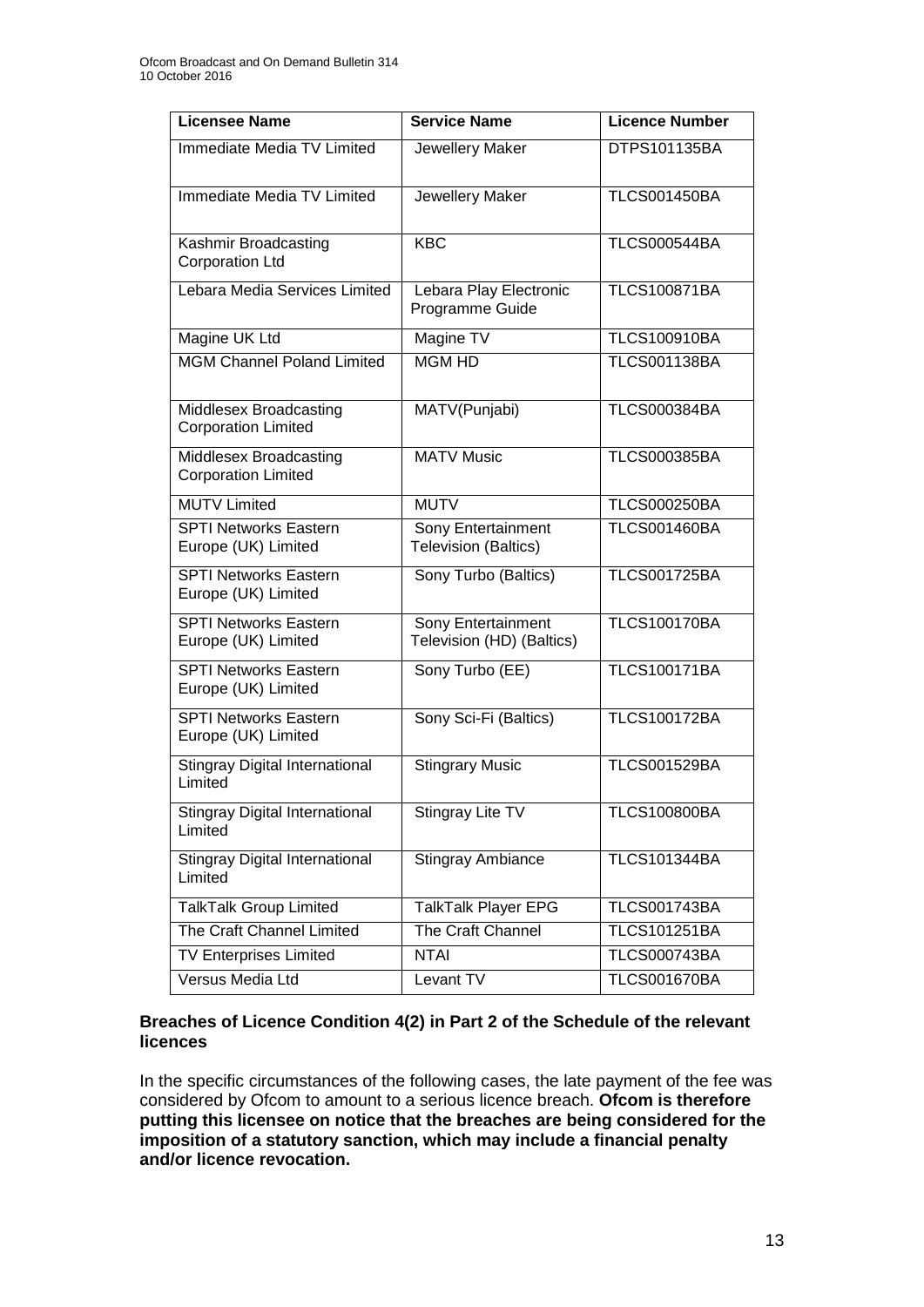| Licensee Name | Service Name | Licence Number |
|---|---|---|
| Immediate Media TV Limited | Jewellery Maker | DTPS101135BA |
| Immediate Media TV Limited | Jewellery Maker | TLCS001450BA |
| Kashmir Broadcasting Corporation Ltd | KBC | TLCS000544BA |
| Lebara Media Services Limited | Lebara Play Electronic Programme Guide | TLCS100871BA |
| Magine UK Ltd | Magine TV | TLCS100910BA |
| MGM Channel Poland Limited | MGM HD | TLCS001138BA |
| Middlesex Broadcasting Corporation Limited | MATV(Punjabi) | TLCS000384BA |
| Middlesex Broadcasting Corporation Limited | MATV Music | TLCS000385BA |
| MUTV Limited | MUTV | TLCS000250BA |
| SPTI Networks Eastern Europe (UK) Limited | Sony Entertainment Television (Baltics) | TLCS001460BA |
| SPTI Networks Eastern Europe (UK) Limited | Sony Turbo (Baltics) | TLCS001725BA |
| SPTI Networks Eastern Europe (UK) Limited | Sony Entertainment Television (HD) (Baltics) | TLCS100170BA |
| SPTI Networks Eastern Europe (UK) Limited | Sony Turbo (EE) | TLCS100171BA |
| SPTI Networks Eastern Europe (UK) Limited | Sony Sci-Fi (Baltics) | TLCS100172BA |
| Stingray Digital International Limited | Stingrary Music | TLCS001529BA |
| Stingray Digital International Limited | Stingray Lite TV | TLCS100800BA |
| Stingray Digital International Limited | Stingray Ambiance | TLCS101344BA |
| TalkTalk Group Limited | TalkTalk Player EPG | TLCS001743BA |
| The Craft Channel Limited | The Craft Channel | TLCS101251BA |
| TV Enterprises Limited | NTAI | TLCS000743BA |
| Versus Media Ltd | Levant TV | TLCS001670BA |

**Breaches of Licence Condition 4(2) in Part 2 of the Schedule of the relevant licences**

In the specific circumstances of the following cases, the late payment of the fee was considered by Ofcom to amount to a serious licence breach. **Ofcom is therefore putting this licensee on notice that the breaches are being considered for the imposition of a statutory sanction, which may include a financial penalty and/or licence revocation.**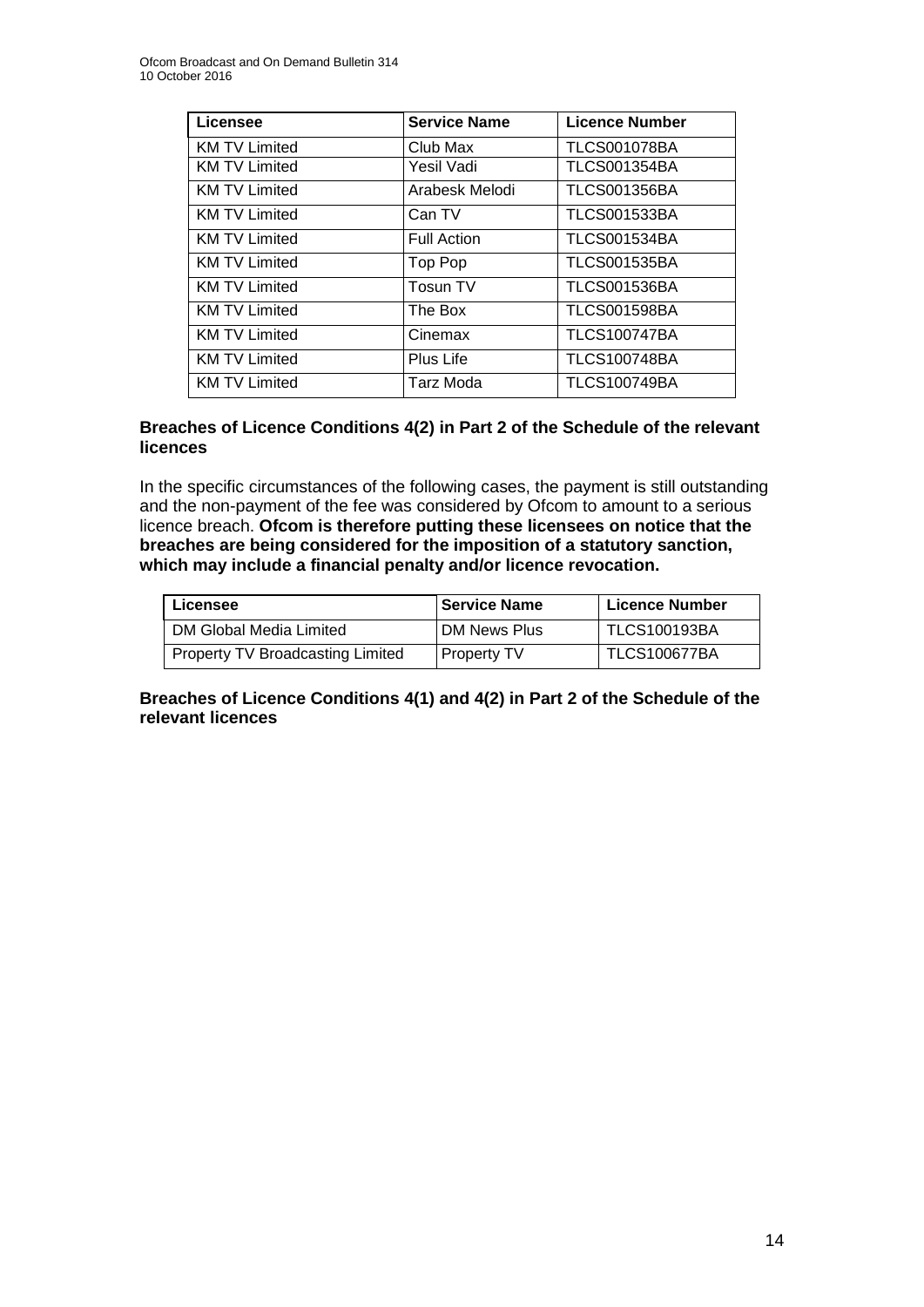| Licensee | Service Name | Licence Number |
|---|---|---|
| KM TV Limited | Club Max | TLCS001078BA |
| KM TV Limited | Yesil Vadi | TLCS001354BA |
| KM TV Limited | Arabesk Melodi | TLCS001356BA |
| KM TV Limited | Can TV | TLCS001533BA |
| KM TV Limited | Full Action | TLCS001534BA |
| KM TV Limited | Top Pop | TLCS001535BA |
| KM TV Limited | Tosun TV | TLCS001536BA |
| KM TV Limited | The Box | TLCS001598BA |
| KM TV Limited | Cinemax | TLCS100747BA |
| KM TV Limited | Plus Life | TLCS100748BA |
| KM TV Limited | Tarz Moda | TLCS100749BA |

**Breaches of Licence Conditions 4(2) in Part 2 of the Schedule of the relevant licences**

In the specific circumstances of the following cases, the payment is still outstanding and the non-payment of the fee was considered by Ofcom to amount to a serious licence breach. **Ofcom is therefore putting these licensees on notice that the breaches are being considered for the imposition of a statutory sanction, which may include a financial penalty and/or licence revocation.**

| Licensee | Service Name | Licence Number |
|---|---|---|
| DM Global Media Limited | DM News Plus | TLCS100193BA |
| Property TV Broadcasting Limited | Property TV | TLCS100677BA |

**Breaches of Licence Conditions 4(1) and 4(2) in Part 2 of the Schedule of the relevant licences**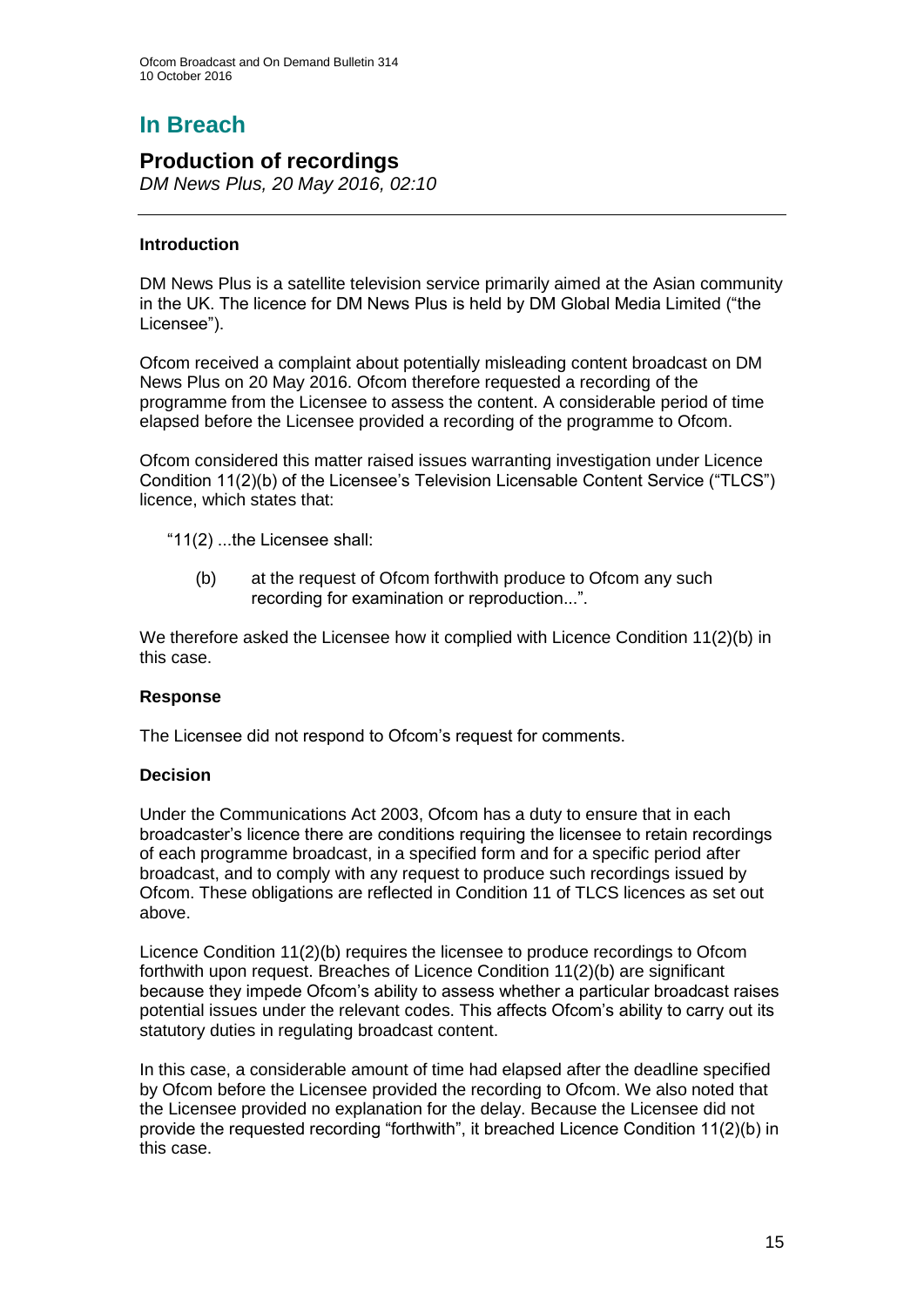# In Breach

## Production of recordings

*DM News Plus, 20 May 2016, 02:10*

### Introduction

DM News Plus is a satellite television service primarily aimed at the Asian community in the UK. The licence for DM News Plus is held by DM Global Media Limited ("the Licensee").

Ofcom received a complaint about potentially misleading content broadcast on DM News Plus on 20 May 2016. Ofcom therefore requested a recording of the programme from the Licensee to assess the content. A considerable period of time elapsed before the Licensee provided a recording of the programme to Ofcom.

Ofcom considered this matter raised issues warranting investigation under Licence Condition 11(2)(b) of the Licensee's Television Licensable Content Service ("TLCS") licence, which states that:

> "11(2) ...the Licensee shall:
>
> (b) at the request of Ofcom forthwith produce to Ofcom any such recording for examination or reproduction...".

We therefore asked the Licensee how it complied with Licence Condition 11(2)(b) in this case.

### Response

The Licensee did not respond to Ofcom's request for comments.

### Decision

Under the Communications Act 2003, Ofcom has a duty to ensure that in each broadcaster's licence there are conditions requiring the licensee to retain recordings of each programme broadcast, in a specified form and for a specific period after broadcast, and to comply with any request to produce such recordings issued by Ofcom. These obligations are reflected in Condition 11 of TLCS licences as set out above.

Licence Condition 11(2)(b) requires the licensee to produce recordings to Ofcom forthwith upon request. Breaches of Licence Condition 11(2)(b) are significant because they impede Ofcom's ability to assess whether a particular broadcast raises potential issues under the relevant codes. This affects Ofcom's ability to carry out its statutory duties in regulating broadcast content.

In this case, a considerable amount of time had elapsed after the deadline specified by Ofcom before the Licensee provided the recording to Ofcom. We also noted that the Licensee provided no explanation for the delay. Because the Licensee did not provide the requested recording "forthwith", it breached Licence Condition 11(2)(b) in this case.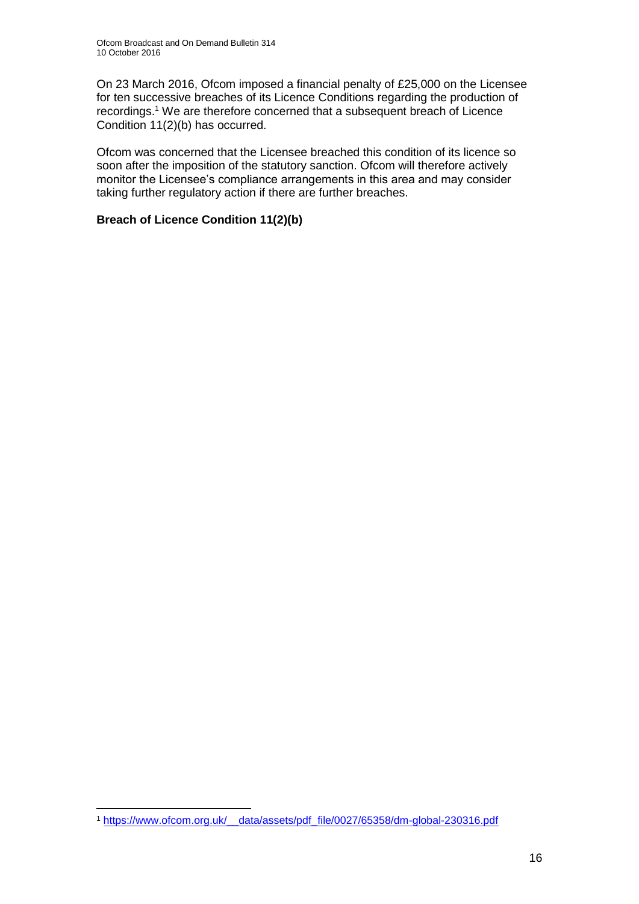On 23 March 2016, Ofcom imposed a financial penalty of £25,000 on the Licensee for ten successive breaches of its Licence Conditions regarding the production of recordings.[1] We are therefore concerned that a subsequent breach of Licence Condition 11(2)(b) has occurred.

Ofcom was concerned that the Licensee breached this condition of its licence so soon after the imposition of the statutory sanction. Ofcom will therefore actively monitor the Licensee's compliance arrangements in this area and may consider taking further regulatory action if there are further breaches.

**Breach of Licence Condition 11(2)(b)**

[1] https://www.ofcom.org.uk/__data/assets/pdf_file/0027/65358/dm-global-230316.pdf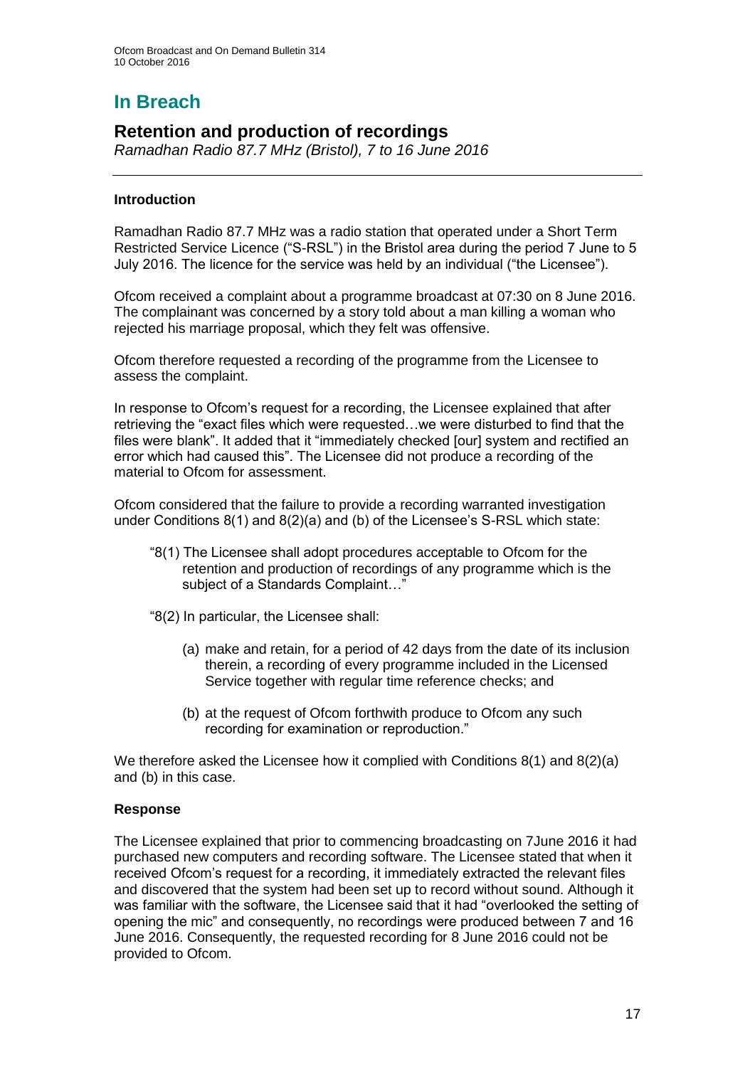# In Breach

## Retention and production of recordings

*Ramadhan Radio 87.7 MHz (Bristol), 7 to 16 June 2016*

---

### Introduction

Ramadhan Radio 87.7 MHz was a radio station that operated under a Short Term Restricted Service Licence ("S-RSL") in the Bristol area during the period 7 June to 5 July 2016. The licence for the service was held by an individual ("the Licensee").

Ofcom received a complaint about a programme broadcast at 07:30 on 8 June 2016. The complainant was concerned by a story told about a man killing a woman who rejected his marriage proposal, which they felt was offensive.

Ofcom therefore requested a recording of the programme from the Licensee to assess the complaint.

In response to Ofcom's request for a recording, the Licensee explained that after retrieving the "exact files which were requested…we were disturbed to find that the files were blank". It added that it "immediately checked [our] system and rectified an error which had caused this". The Licensee did not produce a recording of the material to Ofcom for assessment.

Ofcom considered that the failure to provide a recording warranted investigation under Conditions 8(1) and 8(2)(a) and (b) of the Licensee's S-RSL which state:

> "8(1) The Licensee shall adopt procedures acceptable to Ofcom for the retention and production of recordings of any programme which is the subject of a Standards Complaint…"
>
> "8(2) In particular, the Licensee shall:
>
> (a) make and retain, for a period of 42 days from the date of its inclusion therein, a recording of every programme included in the Licensed Service together with regular time reference checks; and
>
> (b) at the request of Ofcom forthwith produce to Ofcom any such recording for examination or reproduction."

We therefore asked the Licensee how it complied with Conditions 8(1) and 8(2)(a) and (b) in this case.

### Response

The Licensee explained that prior to commencing broadcasting on 7June 2016 it had purchased new computers and recording software. The Licensee stated that when it received Ofcom's request for a recording, it immediately extracted the relevant files and discovered that the system had been set up to record without sound. Although it was familiar with the software, the Licensee said that it had "overlooked the setting of opening the mic" and consequently, no recordings were produced between 7 and 16 June 2016. Consequently, the requested recording for 8 June 2016 could not be provided to Ofcom.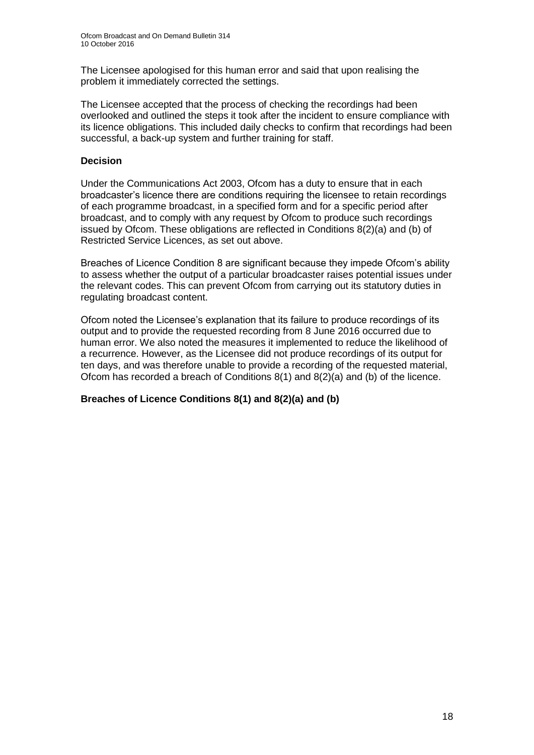The Licensee apologised for this human error and said that upon realising the problem it immediately corrected the settings.

The Licensee accepted that the process of checking the recordings had been overlooked and outlined the steps it took after the incident to ensure compliance with its licence obligations. This included daily checks to confirm that recordings had been successful, a back-up system and further training for staff.

**Decision**

Under the Communications Act 2003, Ofcom has a duty to ensure that in each broadcaster's licence there are conditions requiring the licensee to retain recordings of each programme broadcast, in a specified form and for a specific period after broadcast, and to comply with any request by Ofcom to produce such recordings issued by Ofcom. These obligations are reflected in Conditions 8(2)(a) and (b) of Restricted Service Licences, as set out above.

Breaches of Licence Condition 8 are significant because they impede Ofcom's ability to assess whether the output of a particular broadcaster raises potential issues under the relevant codes. This can prevent Ofcom from carrying out its statutory duties in regulating broadcast content.

Ofcom noted the Licensee's explanation that its failure to produce recordings of its output and to provide the requested recording from 8 June 2016 occurred due to human error. We also noted the measures it implemented to reduce the likelihood of a recurrence. However, as the Licensee did not produce recordings of its output for ten days, and was therefore unable to provide a recording of the requested material, Ofcom has recorded a breach of Conditions 8(1) and 8(2)(a) and (b) of the licence.

**Breaches of Licence Conditions 8(1) and 8(2)(a) and (b)**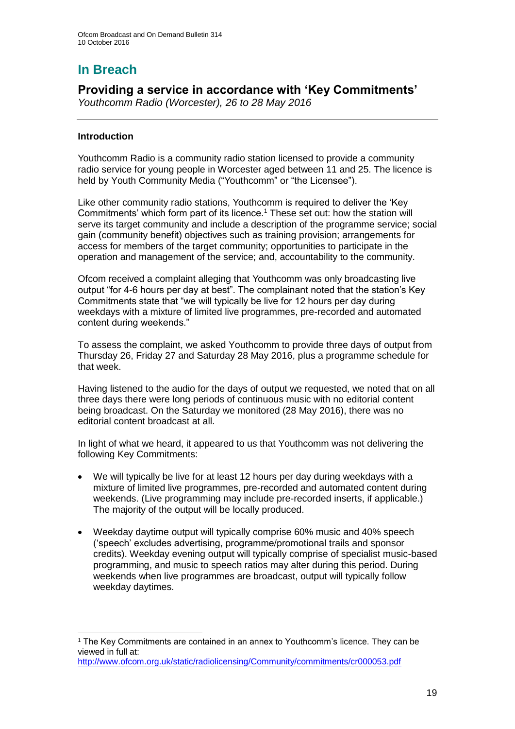# In Breach

## Providing a service in accordance with 'Key Commitments'

*Youthcomm Radio (Worcester), 26 to 28 May 2016*

---

### Introduction

Youthcomm Radio is a community radio station licensed to provide a community radio service for young people in Worcester aged between 11 and 25. The licence is held by Youth Community Media ("Youthcomm" or "the Licensee").

Like other community radio stations, Youthcomm is required to deliver the 'Key Commitments' which form part of its licence.[1] These set out: how the station will serve its target community and include a description of the programme service; social gain (community benefit) objectives such as training provision; arrangements for access for members of the target community; opportunities to participate in the operation and management of the service; and, accountability to the community.

Ofcom received a complaint alleging that Youthcomm was only broadcasting live output "for 4-6 hours per day at best". The complainant noted that the station's Key Commitments state that "we will typically be live for 12 hours per day during weekdays with a mixture of limited live programmes, pre-recorded and automated content during weekends."

To assess the complaint, we asked Youthcomm to provide three days of output from Thursday 26, Friday 27 and Saturday 28 May 2016, plus a programme schedule for that week.

Having listened to the audio for the days of output we requested, we noted that on all three days there were long periods of continuous music with no editorial content being broadcast. On the Saturday we monitored (28 May 2016), there was no editorial content broadcast at all.

In light of what we heard, it appeared to us that Youthcomm was not delivering the following Key Commitments:

- We will typically be live for at least 12 hours per day during weekdays with a mixture of limited live programmes, pre-recorded and automated content during weekends. (Live programming may include pre-recorded inserts, if applicable.) The majority of the output will be locally produced.
- Weekday daytime output will typically comprise 60% music and 40% speech ('speech' excludes advertising, programme/promotional trails and sponsor credits). Weekday evening output will typically comprise of specialist music-based programming, and music to speech ratios may alter during this period. During weekends when live programmes are broadcast, output will typically follow weekday daytimes.

---

[1] The Key Commitments are contained in an annex to Youthcomm's licence. They can be viewed in full at: http://www.ofcom.org.uk/static/radiolicensing/Community/commitments/cr000053.pdf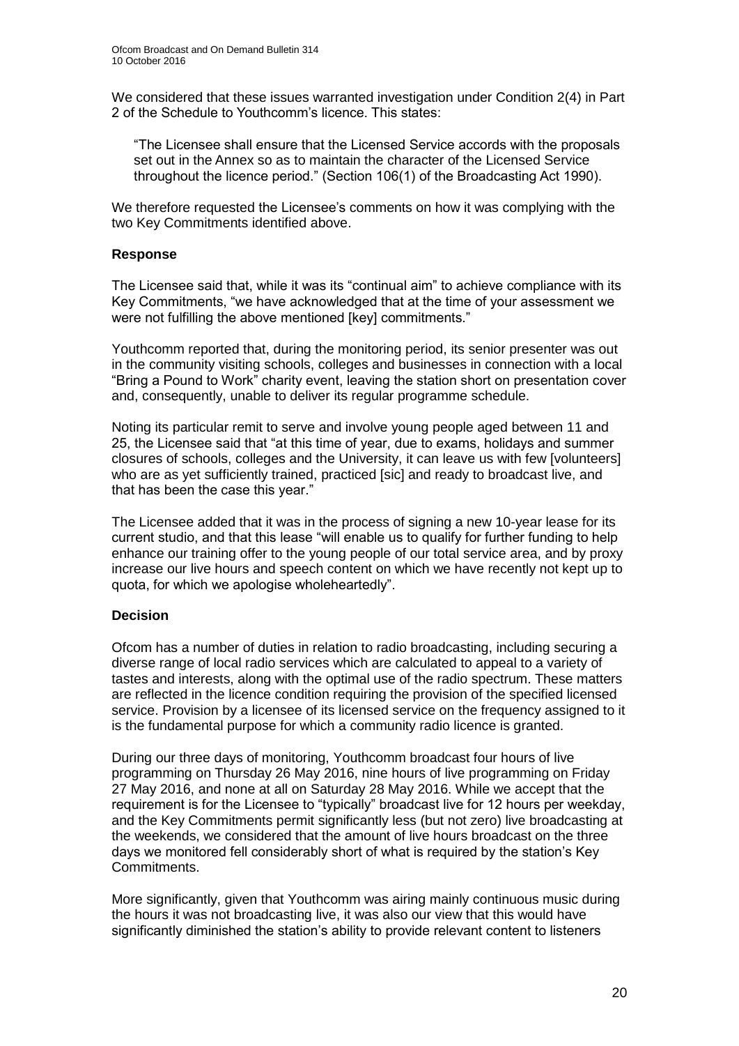We considered that these issues warranted investigation under Condition 2(4) in Part 2 of the Schedule to Youthcomm's licence. This states:

> "The Licensee shall ensure that the Licensed Service accords with the proposals set out in the Annex so as to maintain the character of the Licensed Service throughout the licence period." (Section 106(1) of the Broadcasting Act 1990).

We therefore requested the Licensee's comments on how it was complying with the two Key Commitments identified above.

### Response

The Licensee said that, while it was its "continual aim" to achieve compliance with its Key Commitments, "we have acknowledged that at the time of your assessment we were not fulfilling the above mentioned [key] commitments."

Youthcomm reported that, during the monitoring period, its senior presenter was out in the community visiting schools, colleges and businesses in connection with a local "Bring a Pound to Work" charity event, leaving the station short on presentation cover and, consequently, unable to deliver its regular programme schedule.

Noting its particular remit to serve and involve young people aged between 11 and 25, the Licensee said that "at this time of year, due to exams, holidays and summer closures of schools, colleges and the University, it can leave us with few [volunteers] who are as yet sufficiently trained, practiced [sic] and ready to broadcast live, and that has been the case this year."

The Licensee added that it was in the process of signing a new 10-year lease for its current studio, and that this lease "will enable us to qualify for further funding to help enhance our training offer to the young people of our total service area, and by proxy increase our live hours and speech content on which we have recently not kept up to quota, for which we apologise wholeheartedly".

### Decision

Ofcom has a number of duties in relation to radio broadcasting, including securing a diverse range of local radio services which are calculated to appeal to a variety of tastes and interests, along with the optimal use of the radio spectrum. These matters are reflected in the licence condition requiring the provision of the specified licensed service. Provision by a licensee of its licensed service on the frequency assigned to it is the fundamental purpose for which a community radio licence is granted.

During our three days of monitoring, Youthcomm broadcast four hours of live programming on Thursday 26 May 2016, nine hours of live programming on Friday 27 May 2016, and none at all on Saturday 28 May 2016. While we accept that the requirement is for the Licensee to "typically" broadcast live for 12 hours per weekday, and the Key Commitments permit significantly less (but not zero) live broadcasting at the weekends, we considered that the amount of live hours broadcast on the three days we monitored fell considerably short of what is required by the station's Key Commitments.

More significantly, given that Youthcomm was airing mainly continuous music during the hours it was not broadcasting live, it was also our view that this would have significantly diminished the station's ability to provide relevant content to listeners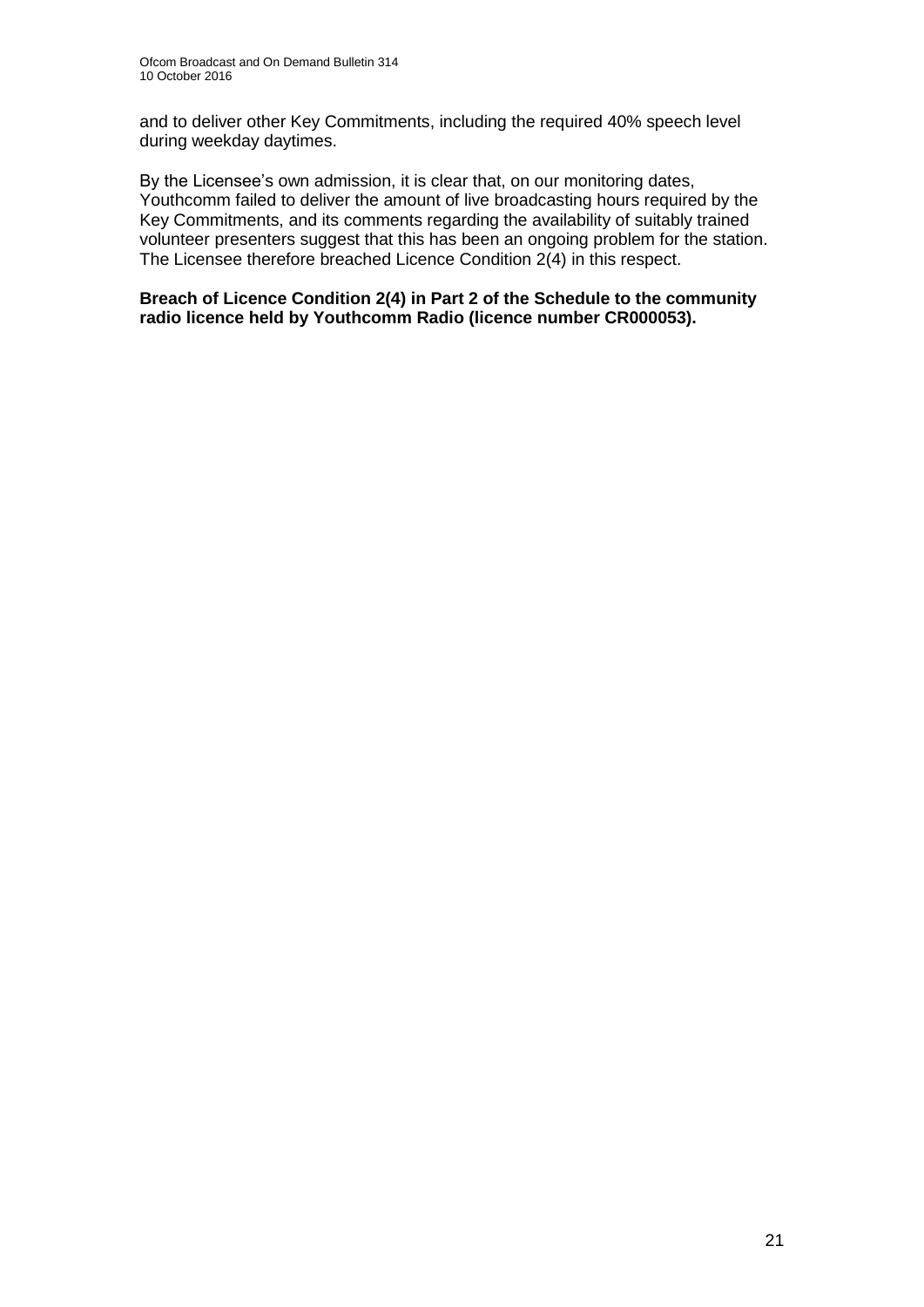and to deliver other Key Commitments, including the required 40% speech level during weekday daytimes.

By the Licensee's own admission, it is clear that, on our monitoring dates, Youthcomm failed to deliver the amount of live broadcasting hours required by the Key Commitments, and its comments regarding the availability of suitably trained volunteer presenters suggest that this has been an ongoing problem for the station. The Licensee therefore breached Licence Condition 2(4) in this respect.

**Breach of Licence Condition 2(4) in Part 2 of the Schedule to the community radio licence held by Youthcomm Radio (licence number CR000053).**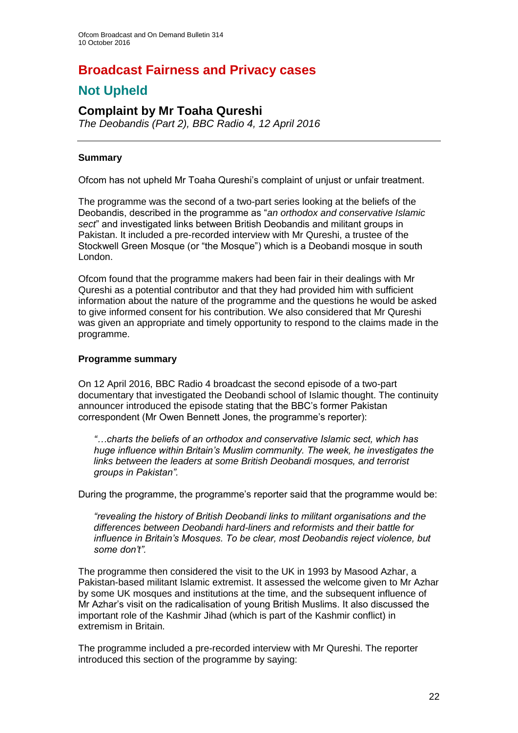# Broadcast Fairness and Privacy cases

## Not Upheld

### Complaint by Mr Toaha Qureshi

*The Deobandis (Part 2), BBC Radio 4, 12 April 2016*

---

**Summary**

Ofcom has not upheld Mr Toaha Qureshi's complaint of unjust or unfair treatment.

The programme was the second of a two-part series looking at the beliefs of the Deobandis, described in the programme as "*an orthodox and conservative Islamic sect*" and investigated links between British Deobandis and militant groups in Pakistan. It included a pre-recorded interview with Mr Qureshi, a trustee of the Stockwell Green Mosque (or "the Mosque") which is a Deobandi mosque in south London.

Ofcom found that the programme makers had been fair in their dealings with Mr Qureshi as a potential contributor and that they had provided him with sufficient information about the nature of the programme and the questions he would be asked to give informed consent for his contribution. We also considered that Mr Qureshi was given an appropriate and timely opportunity to respond to the claims made in the programme.

**Programme summary**

On 12 April 2016, BBC Radio 4 broadcast the second episode of a two-part documentary that investigated the Deobandi school of Islamic thought. The continuity announcer introduced the episode stating that the BBC's former Pakistan correspondent (Mr Owen Bennett Jones, the programme's reporter):

> *"…charts the beliefs of an orthodox and conservative Islamic sect, which has huge influence within Britain's Muslim community. The week, he investigates the links between the leaders at some British Deobandi mosques, and terrorist groups in Pakistan".*

During the programme, the programme's reporter said that the programme would be:

> *"revealing the history of British Deobandi links to militant organisations and the differences between Deobandi hard-liners and reformists and their battle for influence in Britain's Mosques. To be clear, most Deobandis reject violence, but some don't".*

The programme then considered the visit to the UK in 1993 by Masood Azhar, a Pakistan-based militant Islamic extremist. It assessed the welcome given to Mr Azhar by some UK mosques and institutions at the time, and the subsequent influence of Mr Azhar's visit on the radicalisation of young British Muslims. It also discussed the important role of the Kashmir Jihad (which is part of the Kashmir conflict) in extremism in Britain.

The programme included a pre-recorded interview with Mr Qureshi. The reporter introduced this section of the programme by saying: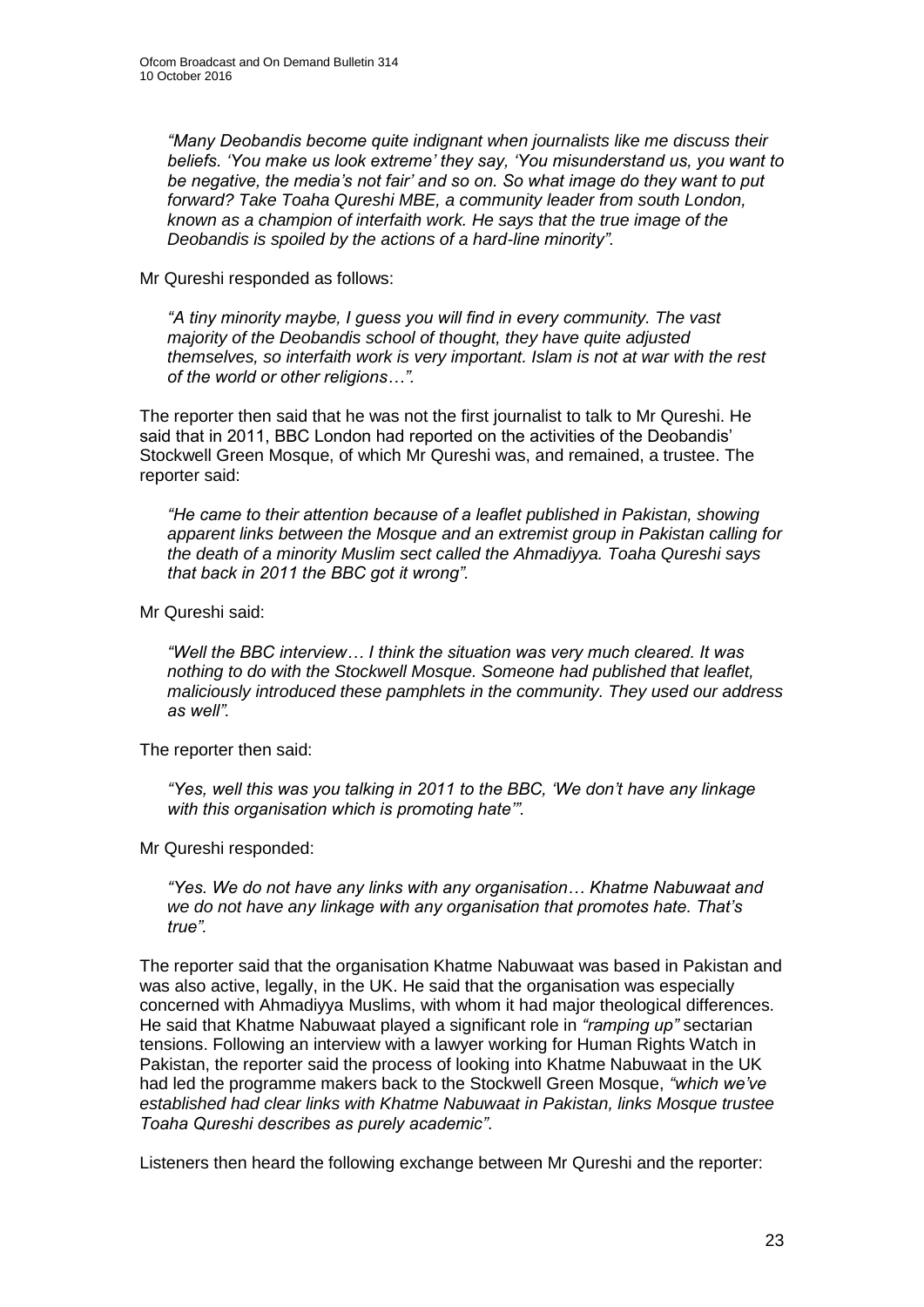> *"Many Deobandis become quite indignant when journalists like me discuss their beliefs. 'You make us look extreme' they say, 'You misunderstand us, you want to be negative, the media's not fair' and so on. So what image do they want to put forward? Take Toaha Qureshi MBE, a community leader from south London, known as a champion of interfaith work. He says that the true image of the Deobandis is spoiled by the actions of a hard-line minority".*

Mr Qureshi responded as follows:

> *"A tiny minority maybe, I guess you will find in every community. The vast majority of the Deobandis school of thought, they have quite adjusted themselves, so interfaith work is very important. Islam is not at war with the rest of the world or other religions…".*

The reporter then said that he was not the first journalist to talk to Mr Qureshi. He said that in 2011, BBC London had reported on the activities of the Deobandis' Stockwell Green Mosque, of which Mr Qureshi was, and remained, a trustee. The reporter said:

> *"He came to their attention because of a leaflet published in Pakistan, showing apparent links between the Mosque and an extremist group in Pakistan calling for the death of a minority Muslim sect called the Ahmadiyya. Toaha Qureshi says that back in 2011 the BBC got it wrong".*

Mr Qureshi said:

> *"Well the BBC interview… I think the situation was very much cleared. It was nothing to do with the Stockwell Mosque. Someone had published that leaflet, maliciously introduced these pamphlets in the community. They used our address as well".*

The reporter then said:

> *"Yes, well this was you talking in 2011 to the BBC, 'We don't have any linkage with this organisation which is promoting hate'".*

Mr Qureshi responded:

> *"Yes. We do not have any links with any organisation… Khatme Nabuwaat and we do not have any linkage with any organisation that promotes hate. That's true".*

The reporter said that the organisation Khatme Nabuwaat was based in Pakistan and was also active, legally, in the UK. He said that the organisation was especially concerned with Ahmadiyya Muslims, with whom it had major theological differences. He said that Khatme Nabuwaat played a significant role in *"ramping up"* sectarian tensions. Following an interview with a lawyer working for Human Rights Watch in Pakistan, the reporter said the process of looking into Khatme Nabuwaat in the UK had led the programme makers back to the Stockwell Green Mosque, *"which we've established had clear links with Khatme Nabuwaat in Pakistan, links Mosque trustee Toaha Qureshi describes as purely academic"*.

Listeners then heard the following exchange between Mr Qureshi and the reporter: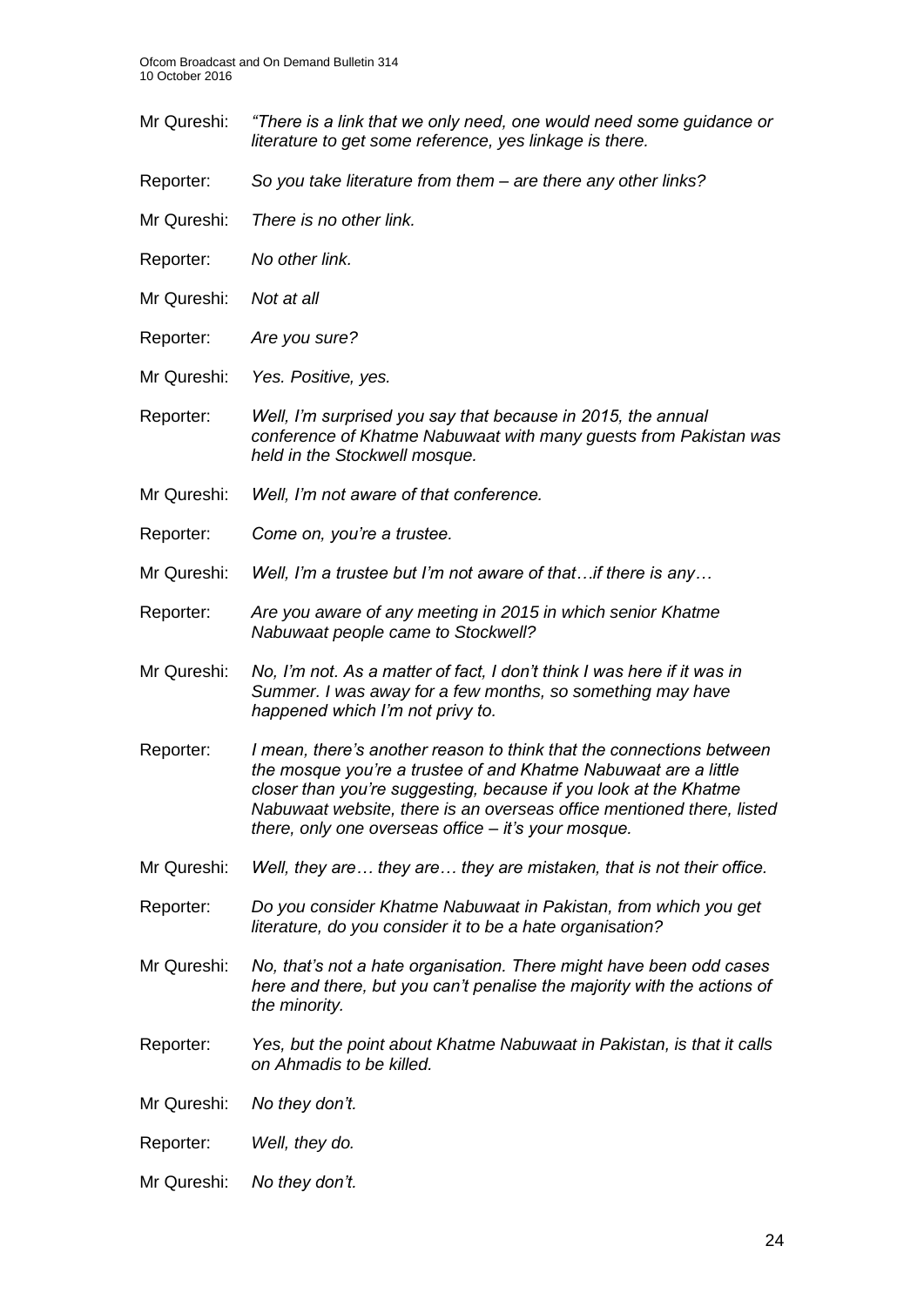Mr Qureshi: *"There is a link that we only need, one would need some guidance or literature to get some reference, yes linkage is there.*

Reporter: *So you take literature from them – are there any other links?*

Mr Qureshi: *There is no other link.*

Reporter: *No other link.*

Mr Qureshi: *Not at all*

Reporter: *Are you sure?*

Mr Qureshi: *Yes. Positive, yes.*

Reporter: *Well, I'm surprised you say that because in 2015, the annual conference of Khatme Nabuwaat with many guests from Pakistan was held in the Stockwell mosque.*

Mr Qureshi: *Well, I'm not aware of that conference.*

Reporter: *Come on, you're a trustee.*

Mr Qureshi: *Well, I'm a trustee but I'm not aware of that…if there is any…*

Reporter: *Are you aware of any meeting in 2015 in which senior Khatme Nabuwaat people came to Stockwell?*

Mr Qureshi: *No, I'm not. As a matter of fact, I don't think I was here if it was in Summer. I was away for a few months, so something may have happened which I'm not privy to.*

Reporter: *I mean, there's another reason to think that the connections between the mosque you're a trustee of and Khatme Nabuwaat are a little closer than you're suggesting, because if you look at the Khatme Nabuwaat website, there is an overseas office mentioned there, listed there, only one overseas office – it's your mosque.*

Mr Qureshi: *Well, they are… they are… they are mistaken, that is not their office.*

Reporter: *Do you consider Khatme Nabuwaat in Pakistan, from which you get literature, do you consider it to be a hate organisation?*

Mr Qureshi: *No, that's not a hate organisation. There might have been odd cases here and there, but you can't penalise the majority with the actions of the minority.*

Reporter: *Yes, but the point about Khatme Nabuwaat in Pakistan, is that it calls on Ahmadis to be killed.*

Mr Qureshi: *No they don't.*

Reporter: *Well, they do.*

Mr Qureshi: *No they don't.*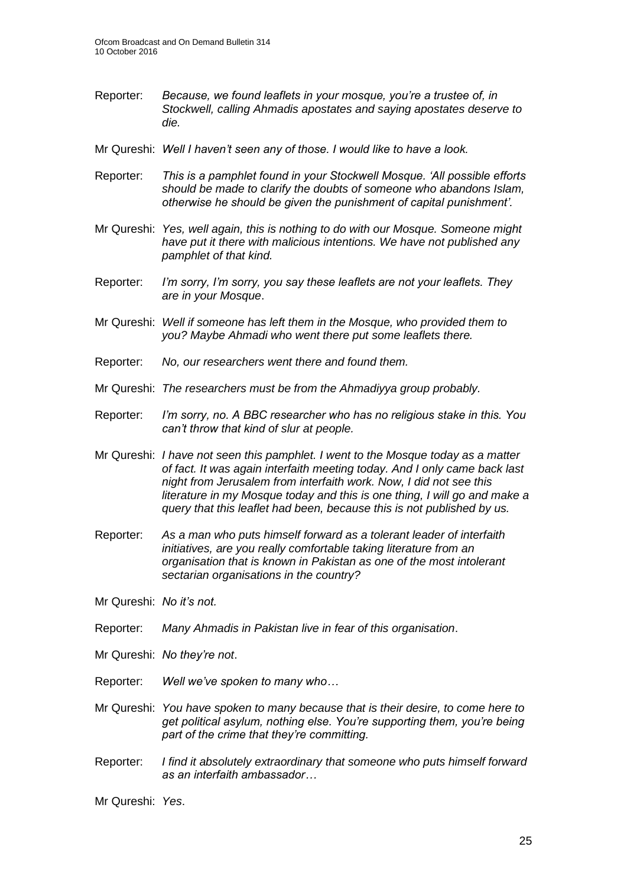Reporter: *Because, we found leaflets in your mosque, you're a trustee of, in Stockwell, calling Ahmadis apostates and saying apostates deserve to die.*

Mr Qureshi: *Well I haven't seen any of those. I would like to have a look.*

Reporter: *This is a pamphlet found in your Stockwell Mosque. 'All possible efforts should be made to clarify the doubts of someone who abandons Islam, otherwise he should be given the punishment of capital punishment'.*

Mr Qureshi: *Yes, well again, this is nothing to do with our Mosque. Someone might have put it there with malicious intentions. We have not published any pamphlet of that kind.*

Reporter: *I'm sorry, I'm sorry, you say these leaflets are not your leaflets. They are in your Mosque*.

Mr Qureshi: *Well if someone has left them in the Mosque, who provided them to you? Maybe Ahmadi who went there put some leaflets there.*

Reporter: *No, our researchers went there and found them.*

Mr Qureshi: *The researchers must be from the Ahmadiyya group probably.*

Reporter: *I'm sorry, no. A BBC researcher who has no religious stake in this. You can't throw that kind of slur at people.*

Mr Qureshi: *I have not seen this pamphlet. I went to the Mosque today as a matter of fact. It was again interfaith meeting today. And I only came back last night from Jerusalem from interfaith work. Now, I did not see this literature in my Mosque today and this is one thing, I will go and make a query that this leaflet had been, because this is not published by us.*

Reporter: *As a man who puts himself forward as a tolerant leader of interfaith initiatives, are you really comfortable taking literature from an organisation that is known in Pakistan as one of the most intolerant sectarian organisations in the country?*

Mr Qureshi: *No it's not.*

Reporter: *Many Ahmadis in Pakistan live in fear of this organisation*.

Mr Qureshi: *No they're not*.

Reporter: *Well we've spoken to many who…*

Mr Qureshi: *You have spoken to many because that is their desire, to come here to get political asylum, nothing else. You're supporting them, you're being part of the crime that they're committing.*

Reporter: *I find it absolutely extraordinary that someone who puts himself forward as an interfaith ambassador…*

Mr Qureshi: *Yes*.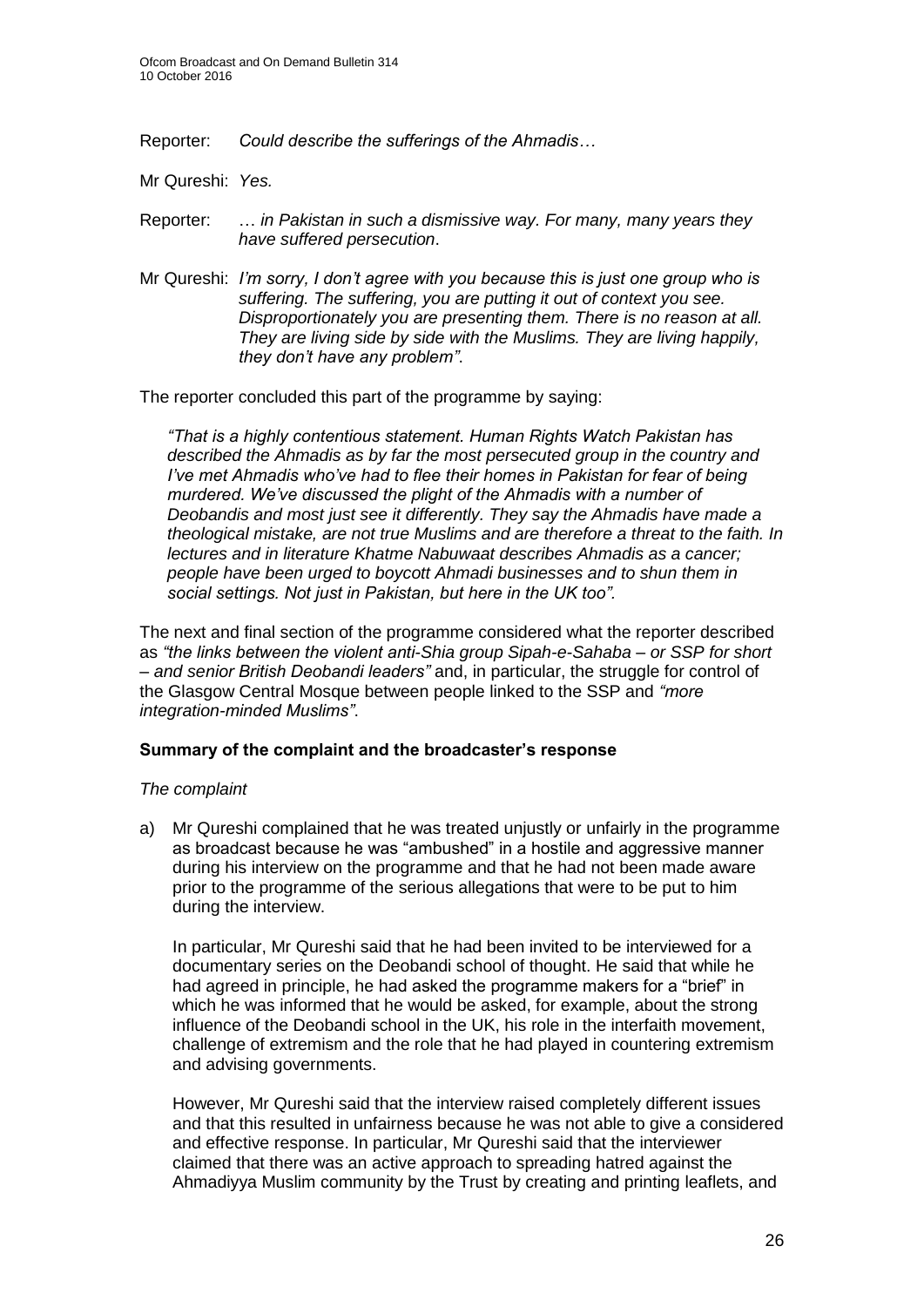Reporter: *Could describe the sufferings of the Ahmadis…*

Mr Qureshi: *Yes.*

Reporter: *… in Pakistan in such a dismissive way. For many, many years they have suffered persecution*.

Mr Qureshi: *I'm sorry, I don't agree with you because this is just one group who is suffering. The suffering, you are putting it out of context you see. Disproportionately you are presenting them. There is no reason at all. They are living side by side with the Muslims. They are living happily, they don't have any problem"*.

The reporter concluded this part of the programme by saying:

> *"That is a highly contentious statement. Human Rights Watch Pakistan has described the Ahmadis as by far the most persecuted group in the country and I've met Ahmadis who've had to flee their homes in Pakistan for fear of being murdered. We've discussed the plight of the Ahmadis with a number of Deobandis and most just see it differently. They say the Ahmadis have made a theological mistake, are not true Muslims and are therefore a threat to the faith. In lectures and in literature Khatme Nabuwaat describes Ahmadis as a cancer; people have been urged to boycott Ahmadi businesses and to shun them in social settings. Not just in Pakistan, but here in the UK too"*.

The next and final section of the programme considered what the reporter described as *"the links between the violent anti-Shia group Sipah-e-Sahaba – or SSP for short – and senior British Deobandi leaders"* and, in particular, the struggle for control of the Glasgow Central Mosque between people linked to the SSP and *"more integration-minded Muslims"*.

**Summary of the complaint and the broadcaster's response**

*The complaint*

a) Mr Qureshi complained that he was treated unjustly or unfairly in the programme as broadcast because he was "ambushed" in a hostile and aggressive manner during his interview on the programme and that he had not been made aware prior to the programme of the serious allegations that were to be put to him during the interview.

   In particular, Mr Qureshi said that he had been invited to be interviewed for a documentary series on the Deobandi school of thought. He said that while he had agreed in principle, he had asked the programme makers for a "brief" in which he was informed that he would be asked, for example, about the strong influence of the Deobandi school in the UK, his role in the interfaith movement, challenge of extremism and the role that he had played in countering extremism and advising governments.

   However, Mr Qureshi said that the interview raised completely different issues and that this resulted in unfairness because he was not able to give a considered and effective response. In particular, Mr Qureshi said that the interviewer claimed that there was an active approach to spreading hatred against the Ahmadiyya Muslim community by the Trust by creating and printing leaflets, and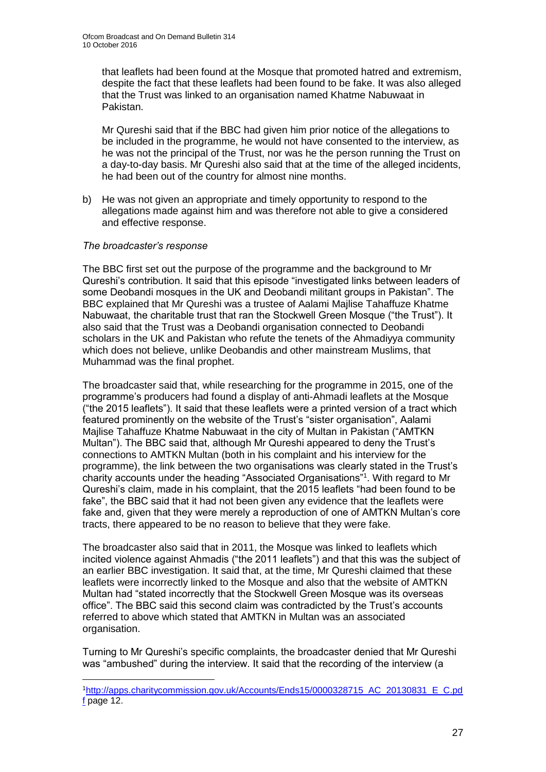that leaflets had been found at the Mosque that promoted hatred and extremism, despite the fact that these leaflets had been found to be fake. It was also alleged that the Trust was linked to an organisation named Khatme Nabuwaat in Pakistan.

Mr Qureshi said that if the BBC had given him prior notice of the allegations to be included in the programme, he would not have consented to the interview, as he was not the principal of the Trust, nor was he the person running the Trust on a day-to-day basis. Mr Qureshi also said that at the time of the alleged incidents, he had been out of the country for almost nine months.

b) He was not given an appropriate and timely opportunity to respond to the allegations made against him and was therefore not able to give a considered and effective response.

*The broadcaster's response*

The BBC first set out the purpose of the programme and the background to Mr Qureshi's contribution. It said that this episode "investigated links between leaders of some Deobandi mosques in the UK and Deobandi militant groups in Pakistan". The BBC explained that Mr Qureshi was a trustee of Aalami Majlise Tahaffuze Khatme Nabuwaat, the charitable trust that ran the Stockwell Green Mosque ("the Trust"). It also said that the Trust was a Deobandi organisation connected to Deobandi scholars in the UK and Pakistan who refute the tenets of the Ahmadiyya community which does not believe, unlike Deobandis and other mainstream Muslims, that Muhammad was the final prophet.

The broadcaster said that, while researching for the programme in 2015, one of the programme's producers had found a display of anti-Ahmadi leaflets at the Mosque ("the 2015 leaflets"). It said that these leaflets were a printed version of a tract which featured prominently on the website of the Trust's "sister organisation", Aalami Majlise Tahaffuze Khatme Nabuwaat in the city of Multan in Pakistan ("AMTKN Multan"). The BBC said that, although Mr Qureshi appeared to deny the Trust's connections to AMTKN Multan (both in his complaint and his interview for the programme), the link between the two organisations was clearly stated in the Trust's charity accounts under the heading "Associated Organisations"[1]. With regard to Mr Qureshi's claim, made in his complaint, that the 2015 leaflets "had been found to be fake", the BBC said that it had not been given any evidence that the leaflets were fake and, given that they were merely a reproduction of one of AMTKN Multan's core tracts, there appeared to be no reason to believe that they were fake.

The broadcaster also said that in 2011, the Mosque was linked to leaflets which incited violence against Ahmadis ("the 2011 leaflets") and that this was the subject of an earlier BBC investigation. It said that, at the time, Mr Qureshi claimed that these leaflets were incorrectly linked to the Mosque and also that the website of AMTKN Multan had "stated incorrectly that the Stockwell Green Mosque was its overseas office". The BBC said this second claim was contradicted by the Trust's accounts referred to above which stated that AMTKN in Multan was an associated organisation.

Turning to Mr Qureshi's specific complaints, the broadcaster denied that Mr Qureshi was "ambushed" during the interview. It said that the recording of the interview (a

---

[1] http://apps.charitycommission.gov.uk/Accounts/Ends15/0000328715_AC_20130831_E_C.pdf page 12.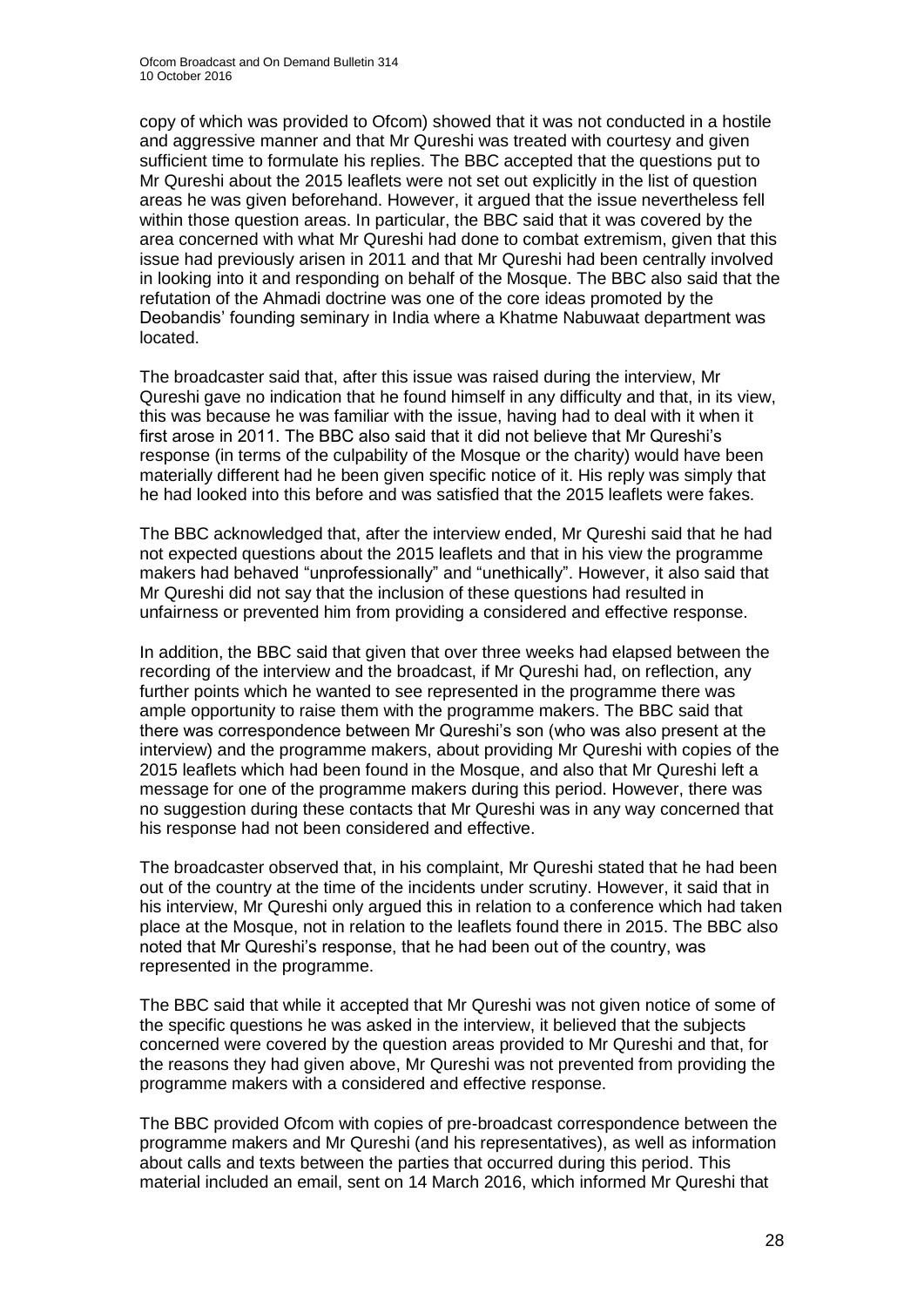copy of which was provided to Ofcom) showed that it was not conducted in a hostile and aggressive manner and that Mr Qureshi was treated with courtesy and given sufficient time to formulate his replies. The BBC accepted that the questions put to Mr Qureshi about the 2015 leaflets were not set out explicitly in the list of question areas he was given beforehand. However, it argued that the issue nevertheless fell within those question areas. In particular, the BBC said that it was covered by the area concerned with what Mr Qureshi had done to combat extremism, given that this issue had previously arisen in 2011 and that Mr Qureshi had been centrally involved in looking into it and responding on behalf of the Mosque. The BBC also said that the refutation of the Ahmadi doctrine was one of the core ideas promoted by the Deobandis' founding seminary in India where a Khatme Nabuwaat department was located.

The broadcaster said that, after this issue was raised during the interview, Mr Qureshi gave no indication that he found himself in any difficulty and that, in its view, this was because he was familiar with the issue, having had to deal with it when it first arose in 2011. The BBC also said that it did not believe that Mr Qureshi's response (in terms of the culpability of the Mosque or the charity) would have been materially different had he been given specific notice of it. His reply was simply that he had looked into this before and was satisfied that the 2015 leaflets were fakes.

The BBC acknowledged that, after the interview ended, Mr Qureshi said that he had not expected questions about the 2015 leaflets and that in his view the programme makers had behaved "unprofessionally" and "unethically". However, it also said that Mr Qureshi did not say that the inclusion of these questions had resulted in unfairness or prevented him from providing a considered and effective response.

In addition, the BBC said that given that over three weeks had elapsed between the recording of the interview and the broadcast, if Mr Qureshi had, on reflection, any further points which he wanted to see represented in the programme there was ample opportunity to raise them with the programme makers. The BBC said that there was correspondence between Mr Qureshi's son (who was also present at the interview) and the programme makers, about providing Mr Qureshi with copies of the 2015 leaflets which had been found in the Mosque, and also that Mr Qureshi left a message for one of the programme makers during this period. However, there was no suggestion during these contacts that Mr Qureshi was in any way concerned that his response had not been considered and effective.

The broadcaster observed that, in his complaint, Mr Qureshi stated that he had been out of the country at the time of the incidents under scrutiny. However, it said that in his interview, Mr Qureshi only argued this in relation to a conference which had taken place at the Mosque, not in relation to the leaflets found there in 2015. The BBC also noted that Mr Qureshi's response, that he had been out of the country, was represented in the programme.

The BBC said that while it accepted that Mr Qureshi was not given notice of some of the specific questions he was asked in the interview, it believed that the subjects concerned were covered by the question areas provided to Mr Qureshi and that, for the reasons they had given above, Mr Qureshi was not prevented from providing the programme makers with a considered and effective response.

The BBC provided Ofcom with copies of pre-broadcast correspondence between the programme makers and Mr Qureshi (and his representatives), as well as information about calls and texts between the parties that occurred during this period. This material included an email, sent on 14 March 2016, which informed Mr Qureshi that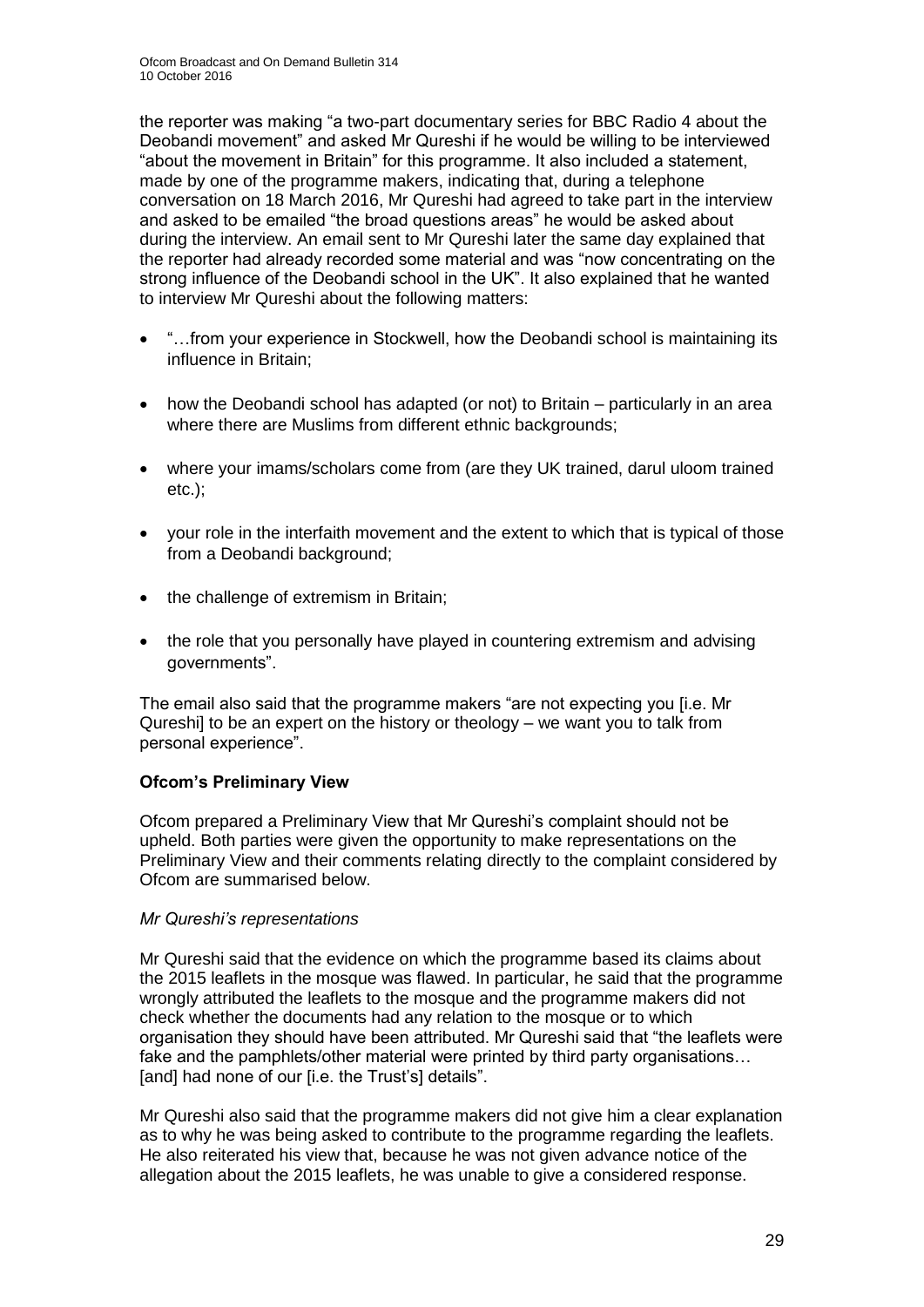the reporter was making "a two-part documentary series for BBC Radio 4 about the Deobandi movement" and asked Mr Qureshi if he would be willing to be interviewed "about the movement in Britain" for this programme. It also included a statement, made by one of the programme makers, indicating that, during a telephone conversation on 18 March 2016, Mr Qureshi had agreed to take part in the interview and asked to be emailed "the broad questions areas" he would be asked about during the interview. An email sent to Mr Qureshi later the same day explained that the reporter had already recorded some material and was "now concentrating on the strong influence of the Deobandi school in the UK". It also explained that he wanted to interview Mr Qureshi about the following matters:

- "…from your experience in Stockwell, how the Deobandi school is maintaining its influence in Britain;
- how the Deobandi school has adapted (or not) to Britain – particularly in an area where there are Muslims from different ethnic backgrounds;
- where your imams/scholars come from (are they UK trained, darul uloom trained etc.);
- your role in the interfaith movement and the extent to which that is typical of those from a Deobandi background;
- the challenge of extremism in Britain;
- the role that you personally have played in countering extremism and advising governments".

The email also said that the programme makers "are not expecting you [i.e. Mr Qureshi] to be an expert on the history or theology – we want you to talk from personal experience".

**Ofcom's Preliminary View**

Ofcom prepared a Preliminary View that Mr Qureshi's complaint should not be upheld. Both parties were given the opportunity to make representations on the Preliminary View and their comments relating directly to the complaint considered by Ofcom are summarised below.

*Mr Qureshi's representations*

Mr Qureshi said that the evidence on which the programme based its claims about the 2015 leaflets in the mosque was flawed. In particular, he said that the programme wrongly attributed the leaflets to the mosque and the programme makers did not check whether the documents had any relation to the mosque or to which organisation they should have been attributed. Mr Qureshi said that "the leaflets were fake and the pamphlets/other material were printed by third party organisations… [and] had none of our [i.e. the Trust's] details".

Mr Qureshi also said that the programme makers did not give him a clear explanation as to why he was being asked to contribute to the programme regarding the leaflets. He also reiterated his view that, because he was not given advance notice of the allegation about the 2015 leaflets, he was unable to give a considered response.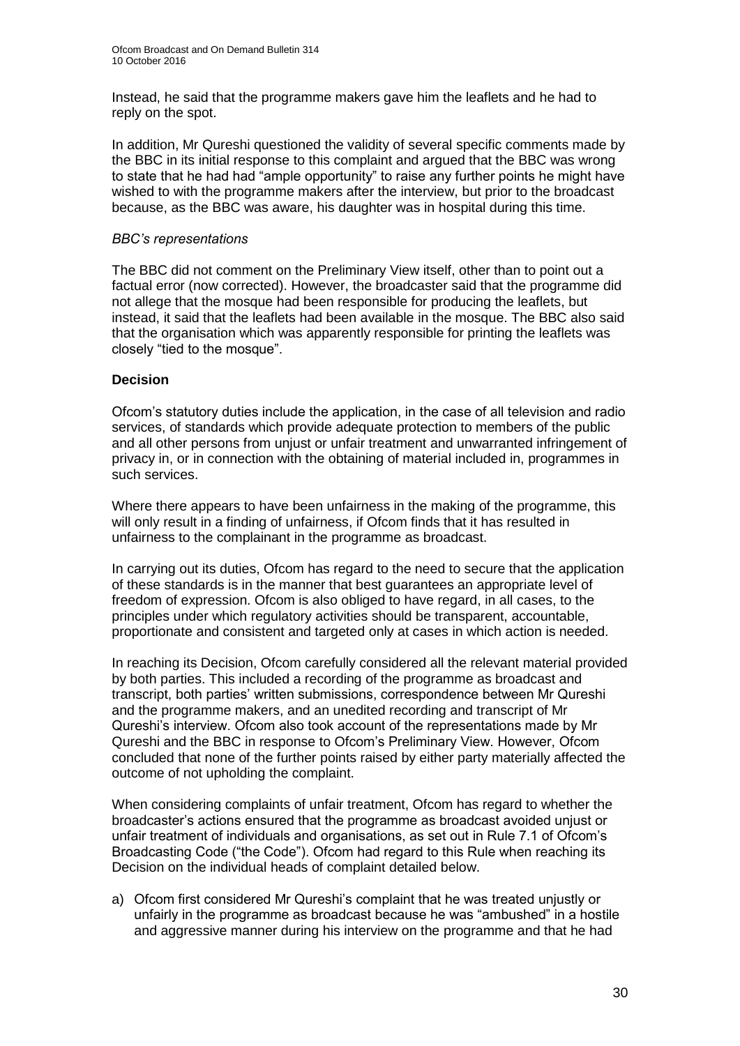Instead, he said that the programme makers gave him the leaflets and he had to reply on the spot.

In addition, Mr Qureshi questioned the validity of several specific comments made by the BBC in its initial response to this complaint and argued that the BBC was wrong to state that he had had "ample opportunity" to raise any further points he might have wished to with the programme makers after the interview, but prior to the broadcast because, as the BBC was aware, his daughter was in hospital during this time.

*BBC's representations*

The BBC did not comment on the Preliminary View itself, other than to point out a factual error (now corrected). However, the broadcaster said that the programme did not allege that the mosque had been responsible for producing the leaflets, but instead, it said that the leaflets had been available in the mosque. The BBC also said that the organisation which was apparently responsible for printing the leaflets was closely "tied to the mosque".

**Decision**

Ofcom's statutory duties include the application, in the case of all television and radio services, of standards which provide adequate protection to members of the public and all other persons from unjust or unfair treatment and unwarranted infringement of privacy in, or in connection with the obtaining of material included in, programmes in such services.

Where there appears to have been unfairness in the making of the programme, this will only result in a finding of unfairness, if Ofcom finds that it has resulted in unfairness to the complainant in the programme as broadcast.

In carrying out its duties, Ofcom has regard to the need to secure that the application of these standards is in the manner that best guarantees an appropriate level of freedom of expression. Ofcom is also obliged to have regard, in all cases, to the principles under which regulatory activities should be transparent, accountable, proportionate and consistent and targeted only at cases in which action is needed.

In reaching its Decision, Ofcom carefully considered all the relevant material provided by both parties. This included a recording of the programme as broadcast and transcript, both parties' written submissions, correspondence between Mr Qureshi and the programme makers, and an unedited recording and transcript of Mr Qureshi's interview. Ofcom also took account of the representations made by Mr Qureshi and the BBC in response to Ofcom's Preliminary View. However, Ofcom concluded that none of the further points raised by either party materially affected the outcome of not upholding the complaint.

When considering complaints of unfair treatment, Ofcom has regard to whether the broadcaster's actions ensured that the programme as broadcast avoided unjust or unfair treatment of individuals and organisations, as set out in Rule 7.1 of Ofcom's Broadcasting Code ("the Code"). Ofcom had regard to this Rule when reaching its Decision on the individual heads of complaint detailed below.

a) Ofcom first considered Mr Qureshi's complaint that he was treated unjustly or unfairly in the programme as broadcast because he was "ambushed" in a hostile and aggressive manner during his interview on the programme and that he had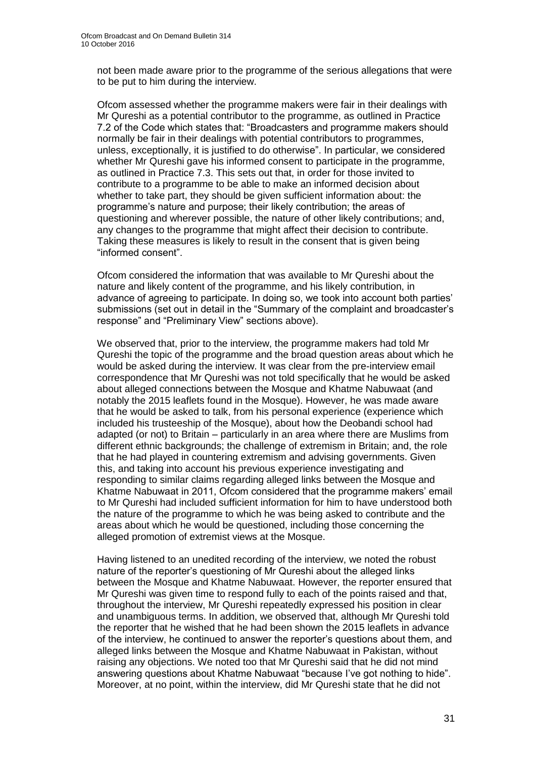not been made aware prior to the programme of the serious allegations that were to be put to him during the interview.

Ofcom assessed whether the programme makers were fair in their dealings with Mr Qureshi as a potential contributor to the programme, as outlined in Practice 7.2 of the Code which states that: "Broadcasters and programme makers should normally be fair in their dealings with potential contributors to programmes, unless, exceptionally, it is justified to do otherwise". In particular, we considered whether Mr Qureshi gave his informed consent to participate in the programme, as outlined in Practice 7.3. This sets out that, in order for those invited to contribute to a programme to be able to make an informed decision about whether to take part, they should be given sufficient information about: the programme's nature and purpose; their likely contribution; the areas of questioning and wherever possible, the nature of other likely contributions; and, any changes to the programme that might affect their decision to contribute. Taking these measures is likely to result in the consent that is given being "informed consent".

Ofcom considered the information that was available to Mr Qureshi about the nature and likely content of the programme, and his likely contribution, in advance of agreeing to participate. In doing so, we took into account both parties' submissions (set out in detail in the "Summary of the complaint and broadcaster's response" and "Preliminary View" sections above).

We observed that, prior to the interview, the programme makers had told Mr Qureshi the topic of the programme and the broad question areas about which he would be asked during the interview. It was clear from the pre-interview email correspondence that Mr Qureshi was not told specifically that he would be asked about alleged connections between the Mosque and Khatme Nabuwaat (and notably the 2015 leaflets found in the Mosque). However, he was made aware that he would be asked to talk, from his personal experience (experience which included his trusteeship of the Mosque), about how the Deobandi school had adapted (or not) to Britain – particularly in an area where there are Muslims from different ethnic backgrounds; the challenge of extremism in Britain; and, the role that he had played in countering extremism and advising governments. Given this, and taking into account his previous experience investigating and responding to similar claims regarding alleged links between the Mosque and Khatme Nabuwaat in 2011, Ofcom considered that the programme makers' email to Mr Qureshi had included sufficient information for him to have understood both the nature of the programme to which he was being asked to contribute and the areas about which he would be questioned, including those concerning the alleged promotion of extremist views at the Mosque.

Having listened to an unedited recording of the interview, we noted the robust nature of the reporter's questioning of Mr Qureshi about the alleged links between the Mosque and Khatme Nabuwaat. However, the reporter ensured that Mr Qureshi was given time to respond fully to each of the points raised and that, throughout the interview, Mr Qureshi repeatedly expressed his position in clear and unambiguous terms. In addition, we observed that, although Mr Qureshi told the reporter that he wished that he had been shown the 2015 leaflets in advance of the interview, he continued to answer the reporter's questions about them, and alleged links between the Mosque and Khatme Nabuwaat in Pakistan, without raising any objections. We noted too that Mr Qureshi said that he did not mind answering questions about Khatme Nabuwaat "because I've got nothing to hide". Moreover, at no point, within the interview, did Mr Qureshi state that he did not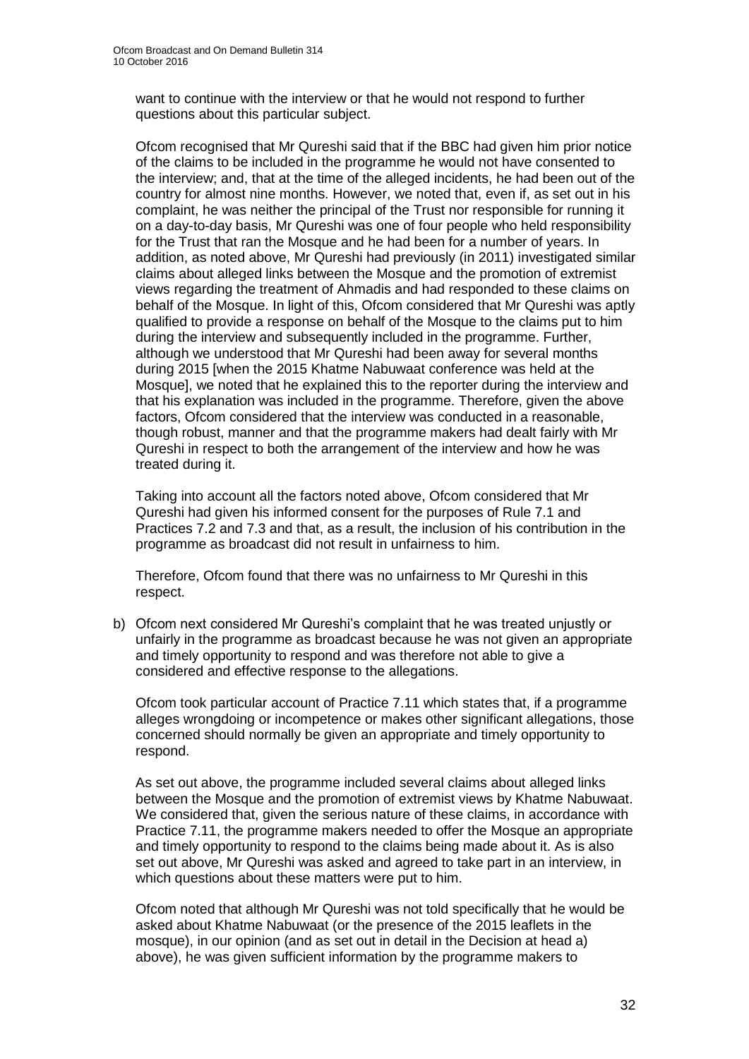want to continue with the interview or that he would not respond to further questions about this particular subject.

Ofcom recognised that Mr Qureshi said that if the BBC had given him prior notice of the claims to be included in the programme he would not have consented to the interview; and, that at the time of the alleged incidents, he had been out of the country for almost nine months. However, we noted that, even if, as set out in his complaint, he was neither the principal of the Trust nor responsible for running it on a day-to-day basis, Mr Qureshi was one of four people who held responsibility for the Trust that ran the Mosque and he had been for a number of years. In addition, as noted above, Mr Qureshi had previously (in 2011) investigated similar claims about alleged links between the Mosque and the promotion of extremist views regarding the treatment of Ahmadis and had responded to these claims on behalf of the Mosque. In light of this, Ofcom considered that Mr Qureshi was aptly qualified to provide a response on behalf of the Mosque to the claims put to him during the interview and subsequently included in the programme. Further, although we understood that Mr Qureshi had been away for several months during 2015 [when the 2015 Khatme Nabuwaat conference was held at the Mosque], we noted that he explained this to the reporter during the interview and that his explanation was included in the programme. Therefore, given the above factors, Ofcom considered that the interview was conducted in a reasonable, though robust, manner and that the programme makers had dealt fairly with Mr Qureshi in respect to both the arrangement of the interview and how he was treated during it.

Taking into account all the factors noted above, Ofcom considered that Mr Qureshi had given his informed consent for the purposes of Rule 7.1 and Practices 7.2 and 7.3 and that, as a result, the inclusion of his contribution in the programme as broadcast did not result in unfairness to him.

Therefore, Ofcom found that there was no unfairness to Mr Qureshi in this respect.

b) Ofcom next considered Mr Qureshi's complaint that he was treated unjustly or unfairly in the programme as broadcast because he was not given an appropriate and timely opportunity to respond and was therefore not able to give a considered and effective response to the allegations.

Ofcom took particular account of Practice 7.11 which states that, if a programme alleges wrongdoing or incompetence or makes other significant allegations, those concerned should normally be given an appropriate and timely opportunity to respond.

As set out above, the programme included several claims about alleged links between the Mosque and the promotion of extremist views by Khatme Nabuwaat. We considered that, given the serious nature of these claims, in accordance with Practice 7.11, the programme makers needed to offer the Mosque an appropriate and timely opportunity to respond to the claims being made about it. As is also set out above, Mr Qureshi was asked and agreed to take part in an interview, in which questions about these matters were put to him.

Ofcom noted that although Mr Qureshi was not told specifically that he would be asked about Khatme Nabuwaat (or the presence of the 2015 leaflets in the mosque), in our opinion (and as set out in detail in the Decision at head a) above), he was given sufficient information by the programme makers to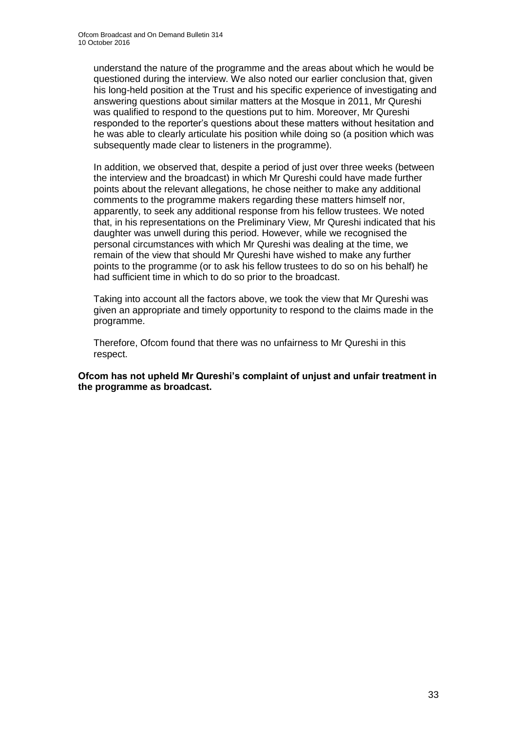understand the nature of the programme and the areas about which he would be questioned during the interview. We also noted our earlier conclusion that, given his long-held position at the Trust and his specific experience of investigating and answering questions about similar matters at the Mosque in 2011, Mr Qureshi was qualified to respond to the questions put to him. Moreover, Mr Qureshi responded to the reporter's questions about these matters without hesitation and he was able to clearly articulate his position while doing so (a position which was subsequently made clear to listeners in the programme).

In addition, we observed that, despite a period of just over three weeks (between the interview and the broadcast) in which Mr Qureshi could have made further points about the relevant allegations, he chose neither to make any additional comments to the programme makers regarding these matters himself nor, apparently, to seek any additional response from his fellow trustees. We noted that, in his representations on the Preliminary View, Mr Qureshi indicated that his daughter was unwell during this period. However, while we recognised the personal circumstances with which Mr Qureshi was dealing at the time, we remain of the view that should Mr Qureshi have wished to make any further points to the programme (or to ask his fellow trustees to do so on his behalf) he had sufficient time in which to do so prior to the broadcast.

Taking into account all the factors above, we took the view that Mr Qureshi was given an appropriate and timely opportunity to respond to the claims made in the programme.

Therefore, Ofcom found that there was no unfairness to Mr Qureshi in this respect.

**Ofcom has not upheld Mr Qureshi's complaint of unjust and unfair treatment in the programme as broadcast.**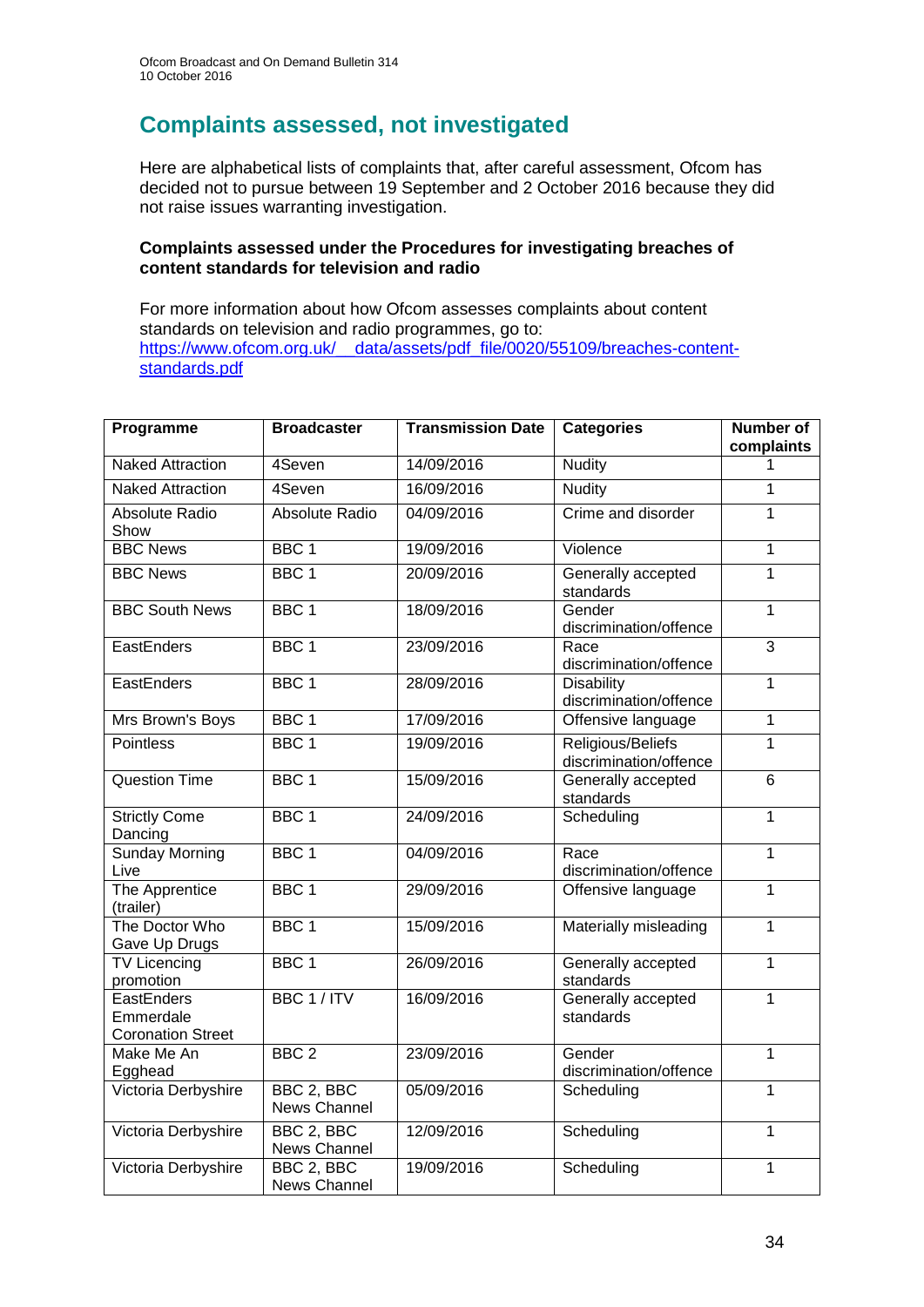## Complaints assessed, not investigated

Here are alphabetical lists of complaints that, after careful assessment, Ofcom has decided not to pursue between 19 September and 2 October 2016 because they did not raise issues warranting investigation.

**Complaints assessed under the Procedures for investigating breaches of content standards for television and radio**

For more information about how Ofcom assesses complaints about content standards on television and radio programmes, go to: https://www.ofcom.org.uk/__data/assets/pdf_file/0020/55109/breaches-content-standards.pdf

| Programme | Broadcaster | Transmission Date | Categories | Number of complaints |
|---|---|---|---|---|
| Naked Attraction | 4Seven | 14/09/2016 | Nudity | 1 |
| Naked Attraction | 4Seven | 16/09/2016 | Nudity | 1 |
| Absolute Radio Show | Absolute Radio | 04/09/2016 | Crime and disorder | 1 |
| BBC News | BBC 1 | 19/09/2016 | Violence | 1 |
| BBC News | BBC 1 | 20/09/2016 | Generally accepted standards | 1 |
| BBC South News | BBC 1 | 18/09/2016 | Gender discrimination/offence | 1 |
| EastEnders | BBC 1 | 23/09/2016 | Race discrimination/offence | 3 |
| EastEnders | BBC 1 | 28/09/2016 | Disability discrimination/offence | 1 |
| Mrs Brown's Boys | BBC 1 | 17/09/2016 | Offensive language | 1 |
| Pointless | BBC 1 | 19/09/2016 | Religious/Beliefs discrimination/offence | 1 |
| Question Time | BBC 1 | 15/09/2016 | Generally accepted standards | 6 |
| Strictly Come Dancing | BBC 1 | 24/09/2016 | Scheduling | 1 |
| Sunday Morning Live | BBC 1 | 04/09/2016 | Race discrimination/offence | 1 |
| The Apprentice (trailer) | BBC 1 | 29/09/2016 | Offensive language | 1 |
| The Doctor Who Gave Up Drugs | BBC 1 | 15/09/2016 | Materially misleading | 1 |
| TV Licencing promotion | BBC 1 | 26/09/2016 | Generally accepted standards | 1 |
| EastEnders Emmerdale Coronation Street | BBC 1 / ITV | 16/09/2016 | Generally accepted standards | 1 |
| Make Me An Egghead | BBC 2 | 23/09/2016 | Gender discrimination/offence | 1 |
| Victoria Derbyshire | BBC 2, BBC News Channel | 05/09/2016 | Scheduling | 1 |
| Victoria Derbyshire | BBC 2, BBC News Channel | 12/09/2016 | Scheduling | 1 |
| Victoria Derbyshire | BBC 2, BBC News Channel | 19/09/2016 | Scheduling | 1 |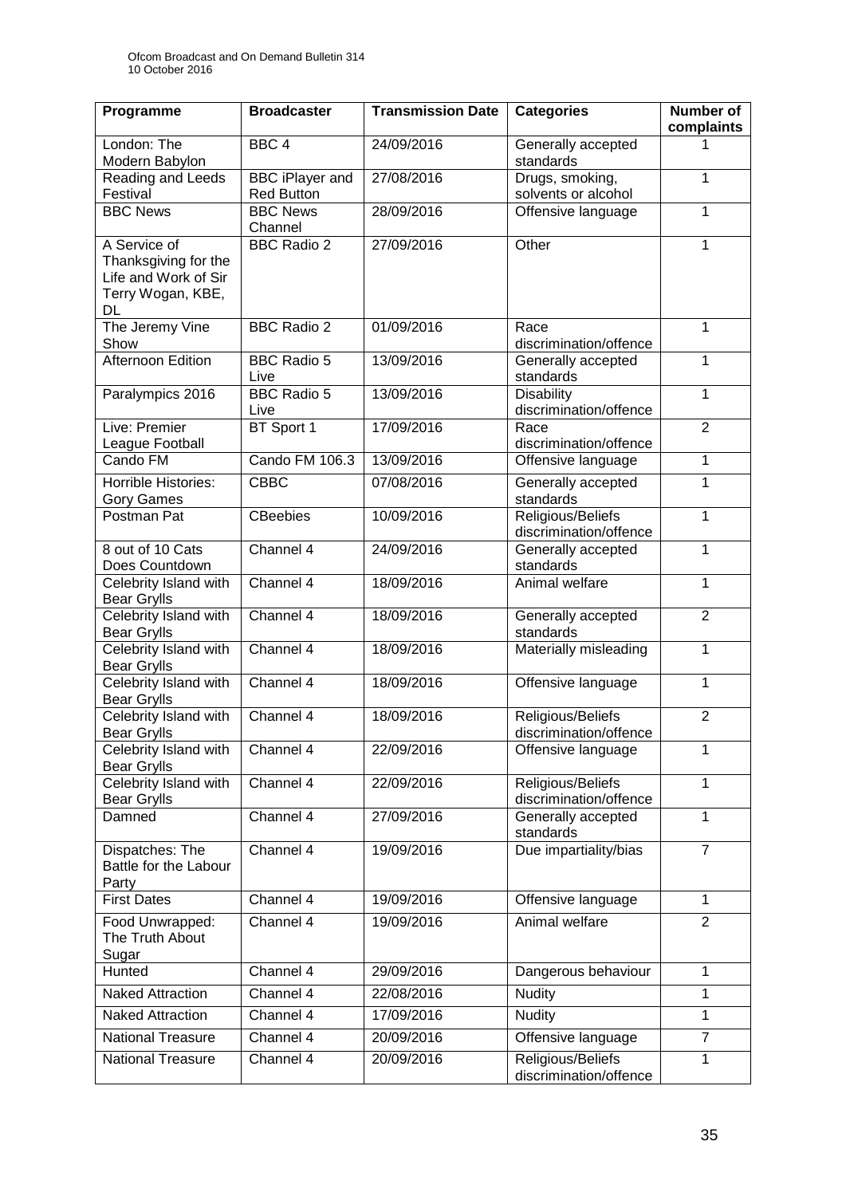| Programme | Broadcaster | Transmission Date | Categories | Number of complaints |
|---|---|---|---|---|
| London: The Modern Babylon | BBC 4 | 24/09/2016 | Generally accepted standards | 1 |
| Reading and Leeds Festival | BBC iPlayer and Red Button | 27/08/2016 | Drugs, smoking, solvents or alcohol | 1 |
| BBC News | BBC News Channel | 28/09/2016 | Offensive language | 1 |
| A Service of Thanksgiving for the Life and Work of Sir Terry Wogan, KBE, DL | BBC Radio 2 | 27/09/2016 | Other | 1 |
| The Jeremy Vine Show | BBC Radio 2 | 01/09/2016 | Race discrimination/offence | 1 |
| Afternoon Edition | BBC Radio 5 Live | 13/09/2016 | Generally accepted standards | 1 |
| Paralympics 2016 | BBC Radio 5 Live | 13/09/2016 | Disability discrimination/offence | 1 |
| Live: Premier League Football | BT Sport 1 | 17/09/2016 | Race discrimination/offence | 2 |
| Cando FM | Cando FM 106.3 | 13/09/2016 | Offensive language | 1 |
| Horrible Histories: Gory Games | CBBC | 07/08/2016 | Generally accepted standards | 1 |
| Postman Pat | CBeebies | 10/09/2016 | Religious/Beliefs discrimination/offence | 1 |
| 8 out of 10 Cats Does Countdown | Channel 4 | 24/09/2016 | Generally accepted standards | 1 |
| Celebrity Island with Bear Grylls | Channel 4 | 18/09/2016 | Animal welfare | 1 |
| Celebrity Island with Bear Grylls | Channel 4 | 18/09/2016 | Generally accepted standards | 2 |
| Celebrity Island with Bear Grylls | Channel 4 | 18/09/2016 | Materially misleading | 1 |
| Celebrity Island with Bear Grylls | Channel 4 | 18/09/2016 | Offensive language | 1 |
| Celebrity Island with Bear Grylls | Channel 4 | 18/09/2016 | Religious/Beliefs discrimination/offence | 2 |
| Celebrity Island with Bear Grylls | Channel 4 | 22/09/2016 | Offensive language | 1 |
| Celebrity Island with Bear Grylls | Channel 4 | 22/09/2016 | Religious/Beliefs discrimination/offence | 1 |
| Damned | Channel 4 | 27/09/2016 | Generally accepted standards | 1 |
| Dispatches: The Battle for the Labour Party | Channel 4 | 19/09/2016 | Due impartiality/bias | 7 |
| First Dates | Channel 4 | 19/09/2016 | Offensive language | 1 |
| Food Unwrapped: The Truth About Sugar | Channel 4 | 19/09/2016 | Animal welfare | 2 |
| Hunted | Channel 4 | 29/09/2016 | Dangerous behaviour | 1 |
| Naked Attraction | Channel 4 | 22/08/2016 | Nudity | 1 |
| Naked Attraction | Channel 4 | 17/09/2016 | Nudity | 1 |
| National Treasure | Channel 4 | 20/09/2016 | Offensive language | 7 |
| National Treasure | Channel 4 | 20/09/2016 | Religious/Beliefs discrimination/offence | 1 |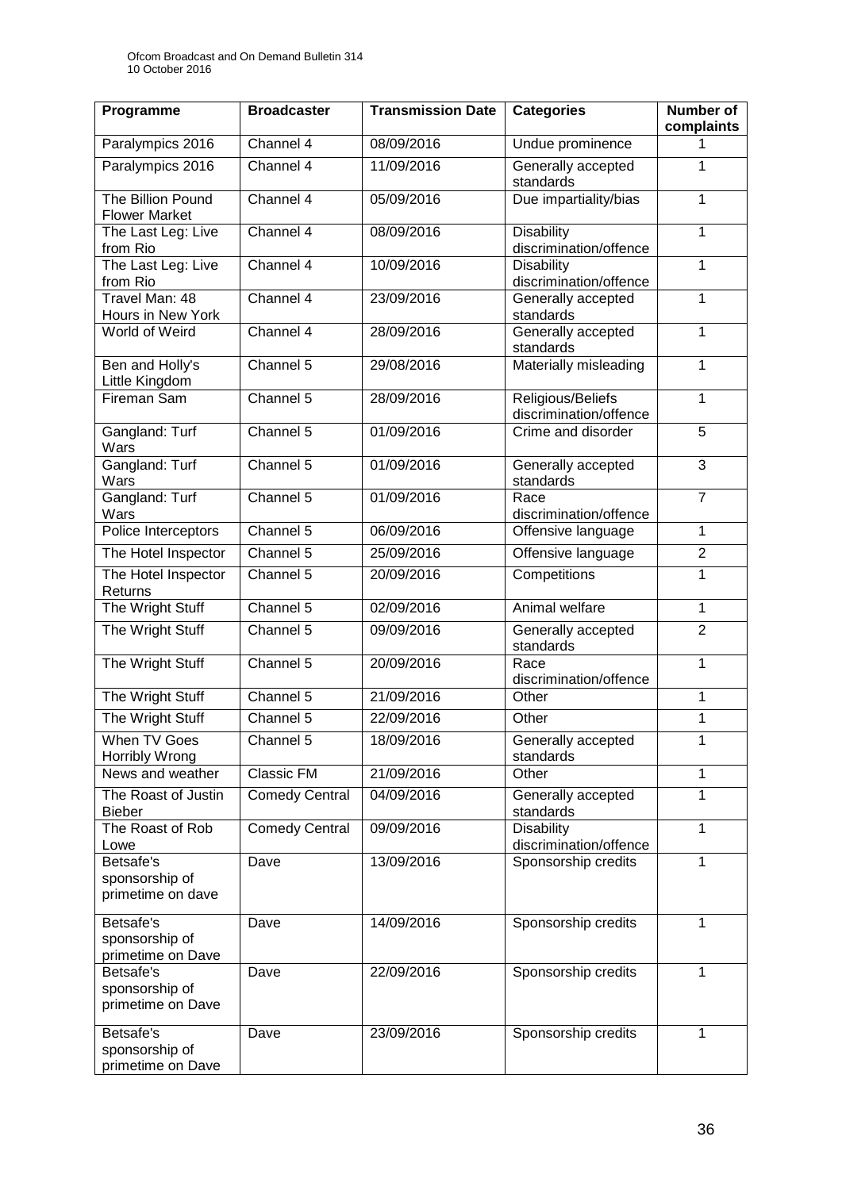| Programme | Broadcaster | Transmission Date | Categories | Number of complaints |
|---|---|---|---|---|
| Paralympics 2016 | Channel 4 | 08/09/2016 | Undue prominence | 1 |
| Paralympics 2016 | Channel 4 | 11/09/2016 | Generally accepted standards | 1 |
| The Billion Pound Flower Market | Channel 4 | 05/09/2016 | Due impartiality/bias | 1 |
| The Last Leg: Live from Rio | Channel 4 | 08/09/2016 | Disability discrimination/offence | 1 |
| The Last Leg: Live from Rio | Channel 4 | 10/09/2016 | Disability discrimination/offence | 1 |
| Travel Man: 48 Hours in New York | Channel 4 | 23/09/2016 | Generally accepted standards | 1 |
| World of Weird | Channel 4 | 28/09/2016 | Generally accepted standards | 1 |
| Ben and Holly's Little Kingdom | Channel 5 | 29/08/2016 | Materially misleading | 1 |
| Fireman Sam | Channel 5 | 28/09/2016 | Religious/Beliefs discrimination/offence | 1 |
| Gangland: Turf Wars | Channel 5 | 01/09/2016 | Crime and disorder | 5 |
| Gangland: Turf Wars | Channel 5 | 01/09/2016 | Generally accepted standards | 3 |
| Gangland: Turf Wars | Channel 5 | 01/09/2016 | Race discrimination/offence | 7 |
| Police Interceptors | Channel 5 | 06/09/2016 | Offensive language | 1 |
| The Hotel Inspector | Channel 5 | 25/09/2016 | Offensive language | 2 |
| The Hotel Inspector Returns | Channel 5 | 20/09/2016 | Competitions | 1 |
| The Wright Stuff | Channel 5 | 02/09/2016 | Animal welfare | 1 |
| The Wright Stuff | Channel 5 | 09/09/2016 | Generally accepted standards | 2 |
| The Wright Stuff | Channel 5 | 20/09/2016 | Race discrimination/offence | 1 |
| The Wright Stuff | Channel 5 | 21/09/2016 | Other | 1 |
| The Wright Stuff | Channel 5 | 22/09/2016 | Other | 1 |
| When TV Goes Horribly Wrong | Channel 5 | 18/09/2016 | Generally accepted standards | 1 |
| News and weather | Classic FM | 21/09/2016 | Other | 1 |
| The Roast of Justin Bieber | Comedy Central | 04/09/2016 | Generally accepted standards | 1 |
| The Roast of Rob Lowe | Comedy Central | 09/09/2016 | Disability discrimination/offence | 1 |
| Betsafe's sponsorship of primetime on dave | Dave | 13/09/2016 | Sponsorship credits | 1 |
| Betsafe's sponsorship of primetime on Dave | Dave | 14/09/2016 | Sponsorship credits | 1 |
| Betsafe's sponsorship of primetime on Dave | Dave | 22/09/2016 | Sponsorship credits | 1 |
| Betsafe's sponsorship of primetime on Dave | Dave | 23/09/2016 | Sponsorship credits | 1 |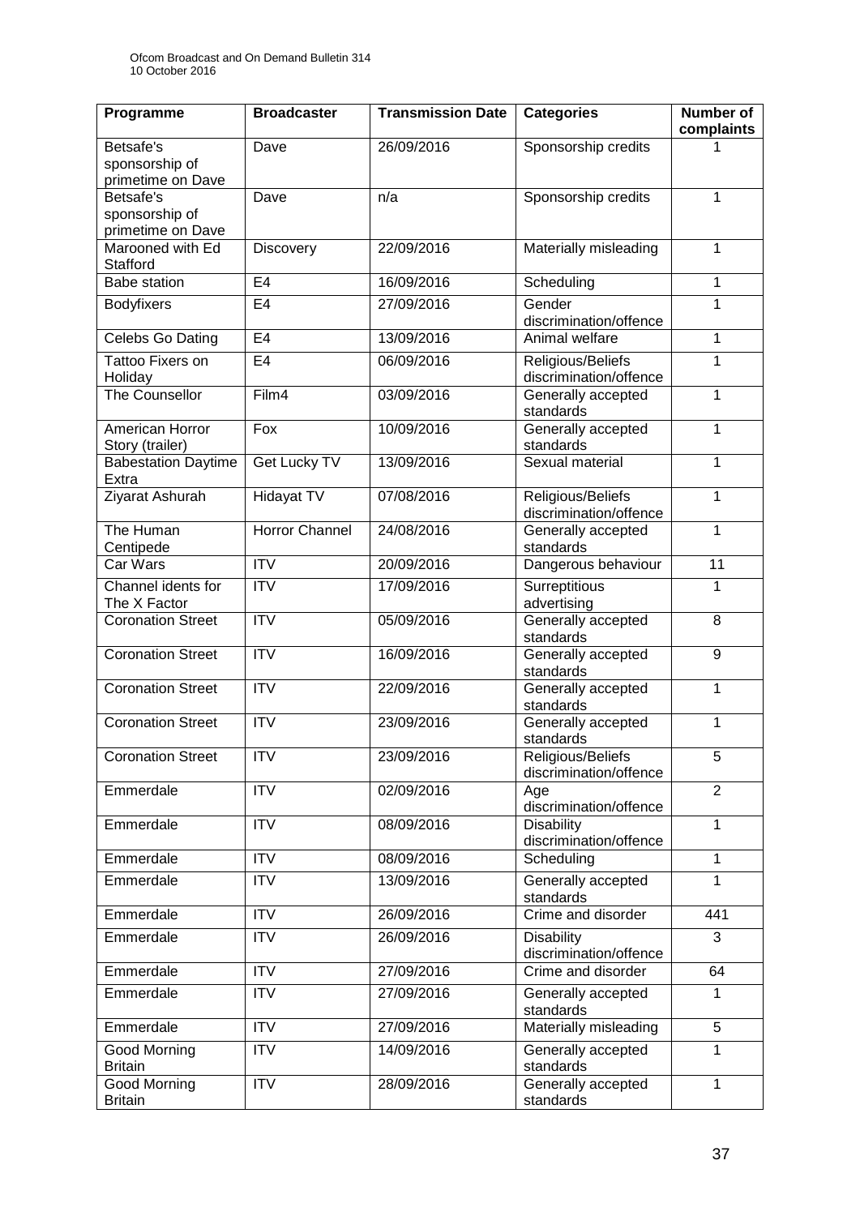| Programme | Broadcaster | Transmission Date | Categories | Number of complaints |
|---|---|---|---|---|
| Betsafe's sponsorship of primetime on Dave | Dave | 26/09/2016 | Sponsorship credits | 1 |
| Betsafe's sponsorship of primetime on Dave | Dave | n/a | Sponsorship credits | 1 |
| Marooned with Ed Stafford | Discovery | 22/09/2016 | Materially misleading | 1 |
| Babe station | E4 | 16/09/2016 | Scheduling | 1 |
| Bodyfixers | E4 | 27/09/2016 | Gender discrimination/offence | 1 |
| Celebs Go Dating | E4 | 13/09/2016 | Animal welfare | 1 |
| Tattoo Fixers on Holiday | E4 | 06/09/2016 | Religious/Beliefs discrimination/offence | 1 |
| The Counsellor | Film4 | 03/09/2016 | Generally accepted standards | 1 |
| American Horror Story (trailer) | Fox | 10/09/2016 | Generally accepted standards | 1 |
| Babestation Daytime Extra | Get Lucky TV | 13/09/2016 | Sexual material | 1 |
| Ziyarat Ashurah | Hidayat TV | 07/08/2016 | Religious/Beliefs discrimination/offence | 1 |
| The Human Centipede | Horror Channel | 24/08/2016 | Generally accepted standards | 1 |
| Car Wars | ITV | 20/09/2016 | Dangerous behaviour | 11 |
| Channel idents for The X Factor | ITV | 17/09/2016 | Surreptitious advertising | 1 |
| Coronation Street | ITV | 05/09/2016 | Generally accepted standards | 8 |
| Coronation Street | ITV | 16/09/2016 | Generally accepted standards | 9 |
| Coronation Street | ITV | 22/09/2016 | Generally accepted standards | 1 |
| Coronation Street | ITV | 23/09/2016 | Generally accepted standards | 1 |
| Coronation Street | ITV | 23/09/2016 | Religious/Beliefs discrimination/offence | 5 |
| Emmerdale | ITV | 02/09/2016 | Age discrimination/offence | 2 |
| Emmerdale | ITV | 08/09/2016 | Disability discrimination/offence | 1 |
| Emmerdale | ITV | 08/09/2016 | Scheduling | 1 |
| Emmerdale | ITV | 13/09/2016 | Generally accepted standards | 1 |
| Emmerdale | ITV | 26/09/2016 | Crime and disorder | 441 |
| Emmerdale | ITV | 26/09/2016 | Disability discrimination/offence | 3 |
| Emmerdale | ITV | 27/09/2016 | Crime and disorder | 64 |
| Emmerdale | ITV | 27/09/2016 | Generally accepted standards | 1 |
| Emmerdale | ITV | 27/09/2016 | Materially misleading | 5 |
| Good Morning Britain | ITV | 14/09/2016 | Generally accepted standards | 1 |
| Good Morning Britain | ITV | 28/09/2016 | Generally accepted standards | 1 |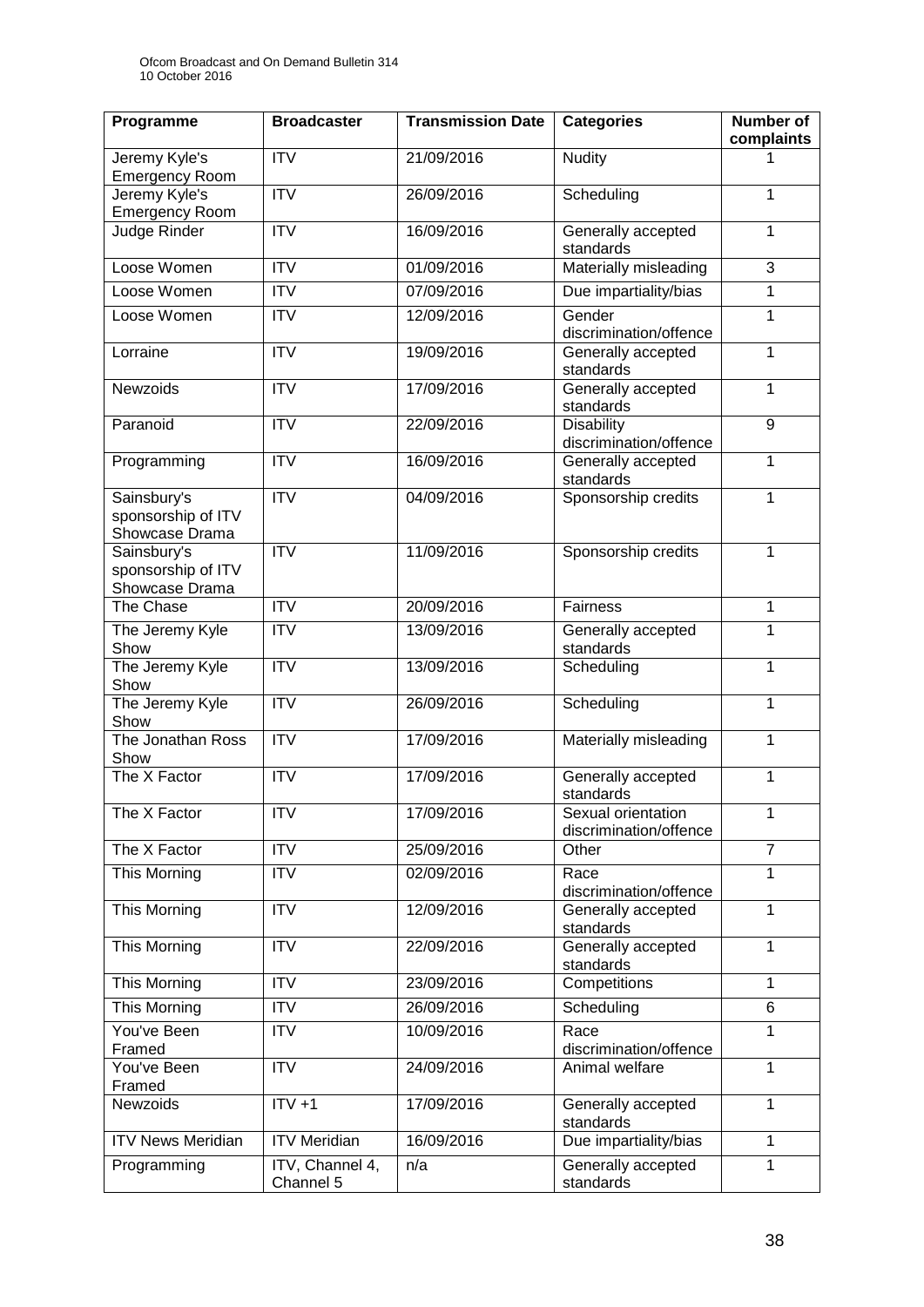| Programme | Broadcaster | Transmission Date | Categories | Number of complaints |
|---|---|---|---|---|
| Jeremy Kyle's Emergency Room | ITV | 21/09/2016 | Nudity | 1 |
| Jeremy Kyle's Emergency Room | ITV | 26/09/2016 | Scheduling | 1 |
| Judge Rinder | ITV | 16/09/2016 | Generally accepted standards | 1 |
| Loose Women | ITV | 01/09/2016 | Materially misleading | 3 |
| Loose Women | ITV | 07/09/2016 | Due impartiality/bias | 1 |
| Loose Women | ITV | 12/09/2016 | Gender discrimination/offence | 1 |
| Lorraine | ITV | 19/09/2016 | Generally accepted standards | 1 |
| Newzoids | ITV | 17/09/2016 | Generally accepted standards | 1 |
| Paranoid | ITV | 22/09/2016 | Disability discrimination/offence | 9 |
| Programming | ITV | 16/09/2016 | Generally accepted standards | 1 |
| Sainsbury's sponsorship of ITV Showcase Drama | ITV | 04/09/2016 | Sponsorship credits | 1 |
| Sainsbury's sponsorship of ITV Showcase Drama | ITV | 11/09/2016 | Sponsorship credits | 1 |
| The Chase | ITV | 20/09/2016 | Fairness | 1 |
| The Jeremy Kyle Show | ITV | 13/09/2016 | Generally accepted standards | 1 |
| The Jeremy Kyle Show | ITV | 13/09/2016 | Scheduling | 1 |
| The Jeremy Kyle Show | ITV | 26/09/2016 | Scheduling | 1 |
| The Jonathan Ross Show | ITV | 17/09/2016 | Materially misleading | 1 |
| The X Factor | ITV | 17/09/2016 | Generally accepted standards | 1 |
| The X Factor | ITV | 17/09/2016 | Sexual orientation discrimination/offence | 1 |
| The X Factor | ITV | 25/09/2016 | Other | 7 |
| This Morning | ITV | 02/09/2016 | Race discrimination/offence | 1 |
| This Morning | ITV | 12/09/2016 | Generally accepted standards | 1 |
| This Morning | ITV | 22/09/2016 | Generally accepted standards | 1 |
| This Morning | ITV | 23/09/2016 | Competitions | 1 |
| This Morning | ITV | 26/09/2016 | Scheduling | 6 |
| You've Been Framed | ITV | 10/09/2016 | Race discrimination/offence | 1 |
| You've Been Framed | ITV | 24/09/2016 | Animal welfare | 1 |
| Newzoids | ITV +1 | 17/09/2016 | Generally accepted standards | 1 |
| ITV News Meridian | ITV Meridian | 16/09/2016 | Due impartiality/bias | 1 |
| Programming | ITV, Channel 4, Channel 5 | n/a | Generally accepted standards | 1 |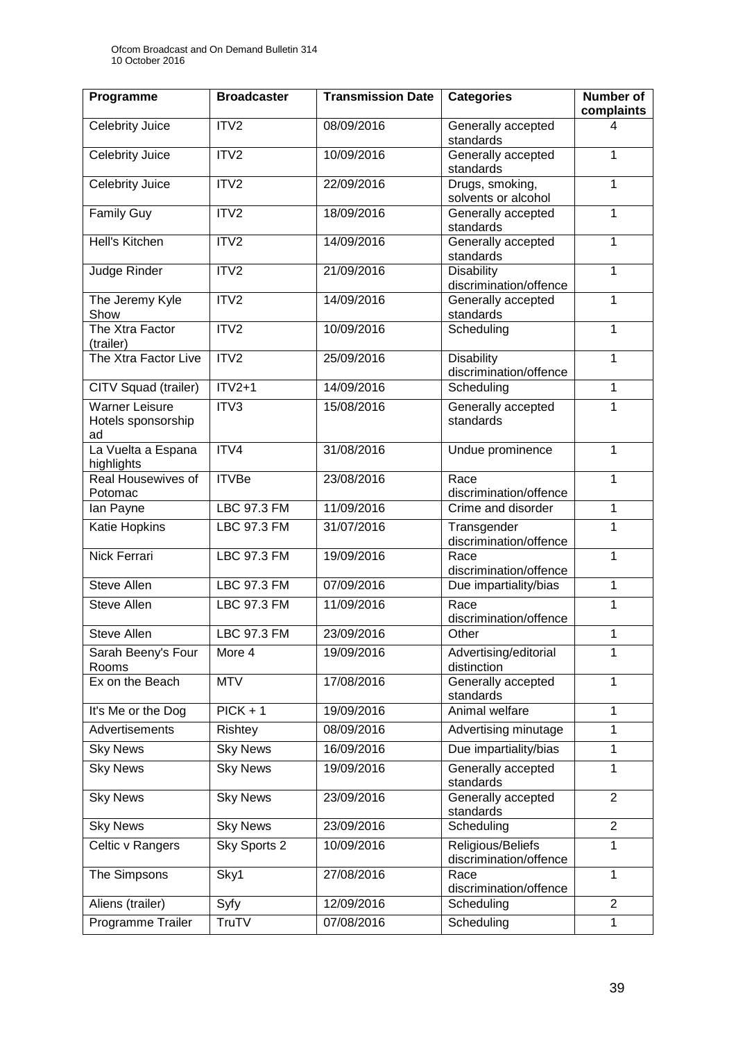| Programme | Broadcaster | Transmission Date | Categories | Number of complaints |
|---|---|---|---|---|
| Celebrity Juice | ITV2 | 08/09/2016 | Generally accepted standards | 4 |
| Celebrity Juice | ITV2 | 10/09/2016 | Generally accepted standards | 1 |
| Celebrity Juice | ITV2 | 22/09/2016 | Drugs, smoking, solvents or alcohol | 1 |
| Family Guy | ITV2 | 18/09/2016 | Generally accepted standards | 1 |
| Hell's Kitchen | ITV2 | 14/09/2016 | Generally accepted standards | 1 |
| Judge Rinder | ITV2 | 21/09/2016 | Disability discrimination/offence | 1 |
| The Jeremy Kyle Show | ITV2 | 14/09/2016 | Generally accepted standards | 1 |
| The Xtra Factor (trailer) | ITV2 | 10/09/2016 | Scheduling | 1 |
| The Xtra Factor Live | ITV2 | 25/09/2016 | Disability discrimination/offence | 1 |
| CITV Squad (trailer) | ITV2+1 | 14/09/2016 | Scheduling | 1 |
| Warner Leisure Hotels sponsorship ad | ITV3 | 15/08/2016 | Generally accepted standards | 1 |
| La Vuelta a Espana highlights | ITV4 | 31/08/2016 | Undue prominence | 1 |
| Real Housewives of Potomac | ITVBe | 23/08/2016 | Race discrimination/offence | 1 |
| Ian Payne | LBC 97.3 FM | 11/09/2016 | Crime and disorder | 1 |
| Katie Hopkins | LBC 97.3 FM | 31/07/2016 | Transgender discrimination/offence | 1 |
| Nick Ferrari | LBC 97.3 FM | 19/09/2016 | Race discrimination/offence | 1 |
| Steve Allen | LBC 97.3 FM | 07/09/2016 | Due impartiality/bias | 1 |
| Steve Allen | LBC 97.3 FM | 11/09/2016 | Race discrimination/offence | 1 |
| Steve Allen | LBC 97.3 FM | 23/09/2016 | Other | 1 |
| Sarah Beeny's Four Rooms | More 4 | 19/09/2016 | Advertising/editorial distinction | 1 |
| Ex on the Beach | MTV | 17/08/2016 | Generally accepted standards | 1 |
| It's Me or the Dog | PICK + 1 | 19/09/2016 | Animal welfare | 1 |
| Advertisements | Rishtey | 08/09/2016 | Advertising minutage | 1 |
| Sky News | Sky News | 16/09/2016 | Due impartiality/bias | 1 |
| Sky News | Sky News | 19/09/2016 | Generally accepted standards | 1 |
| Sky News | Sky News | 23/09/2016 | Generally accepted standards | 2 |
| Sky News | Sky News | 23/09/2016 | Scheduling | 2 |
| Celtic v Rangers | Sky Sports 2 | 10/09/2016 | Religious/Beliefs discrimination/offence | 1 |
| The Simpsons | Sky1 | 27/08/2016 | Race discrimination/offence | 1 |
| Aliens (trailer) | Syfy | 12/09/2016 | Scheduling | 2 |
| Programme Trailer | TruTV | 07/08/2016 | Scheduling | 1 |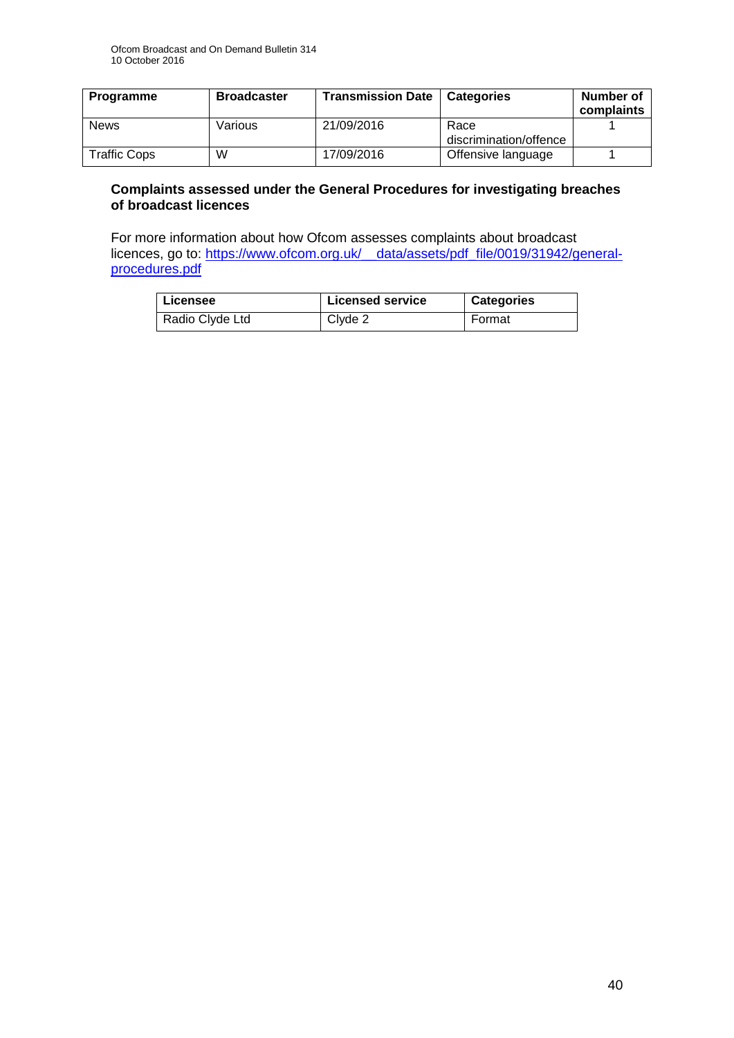| Programme | Broadcaster | Transmission Date | Categories | Number of complaints |
|---|---|---|---|---|
| News | Various | 21/09/2016 | Race discrimination/offence | 1 |
| Traffic Cops | W | 17/09/2016 | Offensive language | 1 |

**Complaints assessed under the General Procedures for investigating breaches of broadcast licences**

For more information about how Ofcom assesses complaints about broadcast licences, go to: https://www.ofcom.org.uk/__data/assets/pdf_file/0019/31942/general-procedures.pdf

| Licensee | Licensed service | Categories |
|---|---|---|
| Radio Clyde Ltd | Clyde 2 | Format |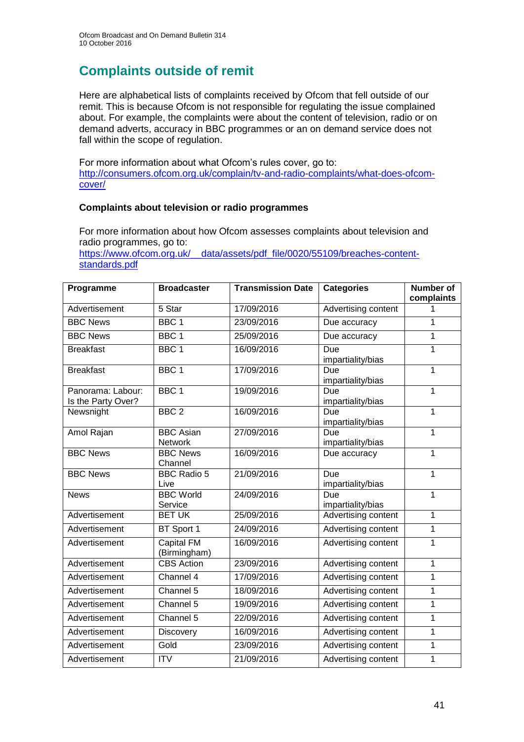## Complaints outside of remit

Here are alphabetical lists of complaints received by Ofcom that fell outside of our remit. This is because Ofcom is not responsible for regulating the issue complained about. For example, the complaints were about the content of television, radio or on demand adverts, accuracy in BBC programmes or an on demand service does not fall within the scope of regulation.

For more information about what Ofcom's rules cover, go to:
[http://consumers.ofcom.org.uk/complain/tv-and-radio-complaints/what-does-ofcom-cover/](http://consumers.ofcom.org.uk/complain/tv-and-radio-complaints/what-does-ofcom-cover/)

### Complaints about television or radio programmes

For more information about how Ofcom assesses complaints about television and radio programmes, go to:
[https://www.ofcom.org.uk/__data/assets/pdf_file/0020/55109/breaches-content-standards.pdf](https://www.ofcom.org.uk/__data/assets/pdf_file/0020/55109/breaches-content-standards.pdf)

| Programme | Broadcaster | Transmission Date | Categories | Number of complaints |
|---|---|---|---|---|
| Advertisement | 5 Star | 17/09/2016 | Advertising content | 1 |
| BBC News | BBC 1 | 23/09/2016 | Due accuracy | 1 |
| BBC News | BBC 1 | 25/09/2016 | Due accuracy | 1 |
| Breakfast | BBC 1 | 16/09/2016 | Due impartiality/bias | 1 |
| Breakfast | BBC 1 | 17/09/2016 | Due impartiality/bias | 1 |
| Panorama: Labour: Is the Party Over? | BBC 1 | 19/09/2016 | Due impartiality/bias | 1 |
| Newsnight | BBC 2 | 16/09/2016 | Due impartiality/bias | 1 |
| Amol Rajan | BBC Asian Network | 27/09/2016 | Due impartiality/bias | 1 |
| BBC News | BBC News Channel | 16/09/2016 | Due accuracy | 1 |
| BBC News | BBC Radio 5 Live | 21/09/2016 | Due impartiality/bias | 1 |
| News | BBC World Service | 24/09/2016 | Due impartiality/bias | 1 |
| Advertisement | BET UK | 25/09/2016 | Advertising content | 1 |
| Advertisement | BT Sport 1 | 24/09/2016 | Advertising content | 1 |
| Advertisement | Capital FM (Birmingham) | 16/09/2016 | Advertising content | 1 |
| Advertisement | CBS Action | 23/09/2016 | Advertising content | 1 |
| Advertisement | Channel 4 | 17/09/2016 | Advertising content | 1 |
| Advertisement | Channel 5 | 18/09/2016 | Advertising content | 1 |
| Advertisement | Channel 5 | 19/09/2016 | Advertising content | 1 |
| Advertisement | Channel 5 | 22/09/2016 | Advertising content | 1 |
| Advertisement | Discovery | 16/09/2016 | Advertising content | 1 |
| Advertisement | Gold | 23/09/2016 | Advertising content | 1 |
| Advertisement | ITV | 21/09/2016 | Advertising content | 1 |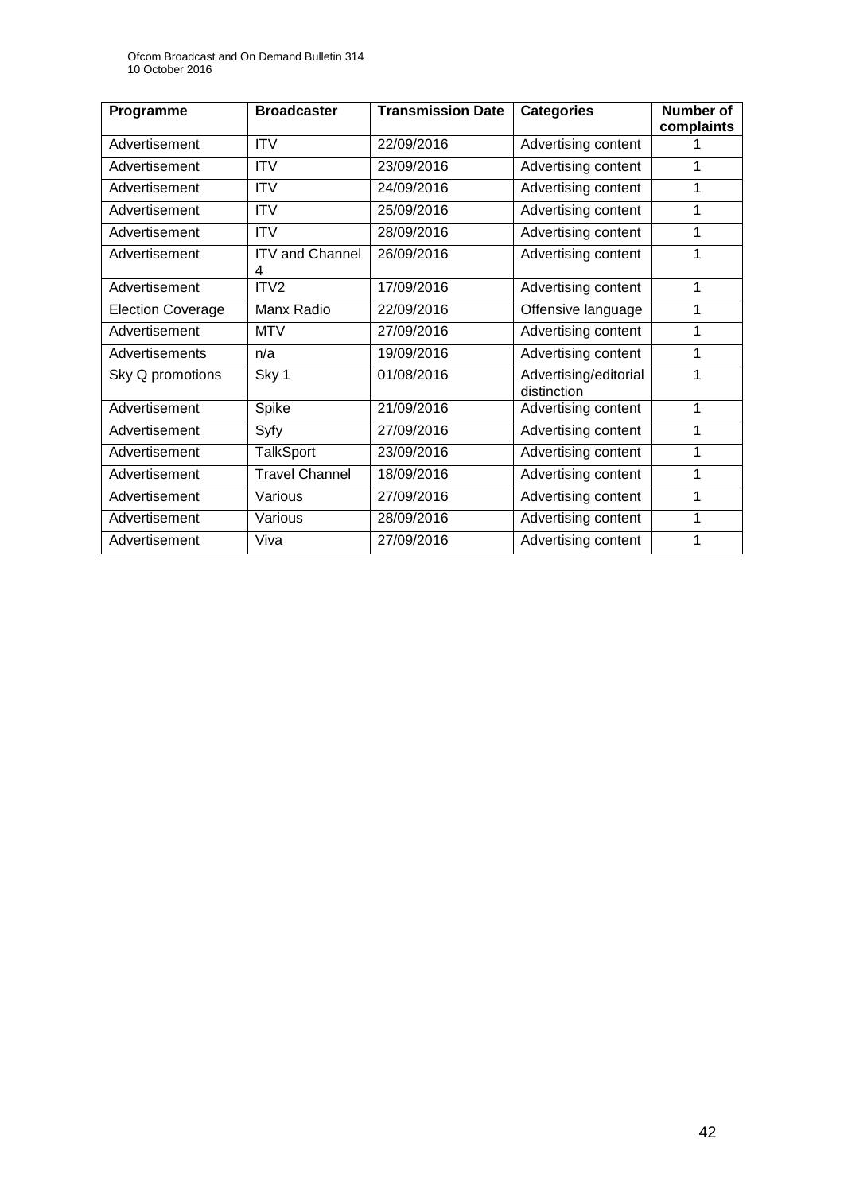| Programme | Broadcaster | Transmission Date | Categories | Number of complaints |
|---|---|---|---|---|
| Advertisement | ITV | 22/09/2016 | Advertising content | 1 |
| Advertisement | ITV | 23/09/2016 | Advertising content | 1 |
| Advertisement | ITV | 24/09/2016 | Advertising content | 1 |
| Advertisement | ITV | 25/09/2016 | Advertising content | 1 |
| Advertisement | ITV | 28/09/2016 | Advertising content | 1 |
| Advertisement | ITV and Channel 4 | 26/09/2016 | Advertising content | 1 |
| Advertisement | ITV2 | 17/09/2016 | Advertising content | 1 |
| Election Coverage | Manx Radio | 22/09/2016 | Offensive language | 1 |
| Advertisement | MTV | 27/09/2016 | Advertising content | 1 |
| Advertisements | n/a | 19/09/2016 | Advertising content | 1 |
| Sky Q promotions | Sky 1 | 01/08/2016 | Advertising/editorial distinction | 1 |
| Advertisement | Spike | 21/09/2016 | Advertising content | 1 |
| Advertisement | Syfy | 27/09/2016 | Advertising content | 1 |
| Advertisement | TalkSport | 23/09/2016 | Advertising content | 1 |
| Advertisement | Travel Channel | 18/09/2016 | Advertising content | 1 |
| Advertisement | Various | 27/09/2016 | Advertising content | 1 |
| Advertisement | Various | 28/09/2016 | Advertising content | 1 |
| Advertisement | Viva | 27/09/2016 | Advertising content | 1 |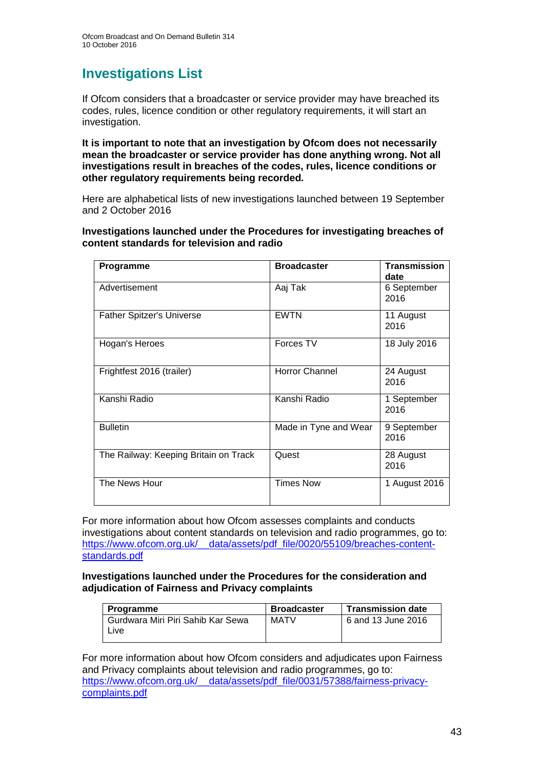# Investigations List

If Ofcom considers that a broadcaster or service provider may have breached its codes, rules, licence condition or other regulatory requirements, it will start an investigation.

**It is important to note that an investigation by Ofcom does not necessarily mean the broadcaster or service provider has done anything wrong. Not all investigations result in breaches of the codes, rules, licence conditions or other regulatory requirements being recorded.**

Here are alphabetical lists of new investigations launched between 19 September and 2 October 2016

**Investigations launched under the Procedures for investigating breaches of content standards for television and radio**

| Programme | Broadcaster | Transmission date |
|---|---|---|
| Advertisement | Aaj Tak | 6 September 2016 |
| Father Spitzer's Universe | EWTN | 11 August 2016 |
| Hogan's Heroes | Forces TV | 18 July 2016 |
| Frightfest 2016 (trailer) | Horror Channel | 24 August 2016 |
| Kanshi Radio | Kanshi Radio | 1 September 2016 |
| Bulletin | Made in Tyne and Wear | 9 September 2016 |
| The Railway: Keeping Britain on Track | Quest | 28 August 2016 |
| The News Hour | Times Now | 1 August 2016 |

For more information about how Ofcom assesses complaints and conducts investigations about content standards on television and radio programmes, go to: https://www.ofcom.org.uk/__data/assets/pdf_file/0020/55109/breaches-content-standards.pdf

**Investigations launched under the Procedures for the consideration and adjudication of Fairness and Privacy complaints**

| Programme | Broadcaster | Transmission date |
|---|---|---|
| Gurdwara Miri Piri Sahib Kar Sewa Live | MATV | 6 and 13 June 2016 |

For more information about how Ofcom considers and adjudicates upon Fairness and Privacy complaints about television and radio programmes, go to: https://www.ofcom.org.uk/__data/assets/pdf_file/0031/57388/fairness-privacy-complaints.pdf